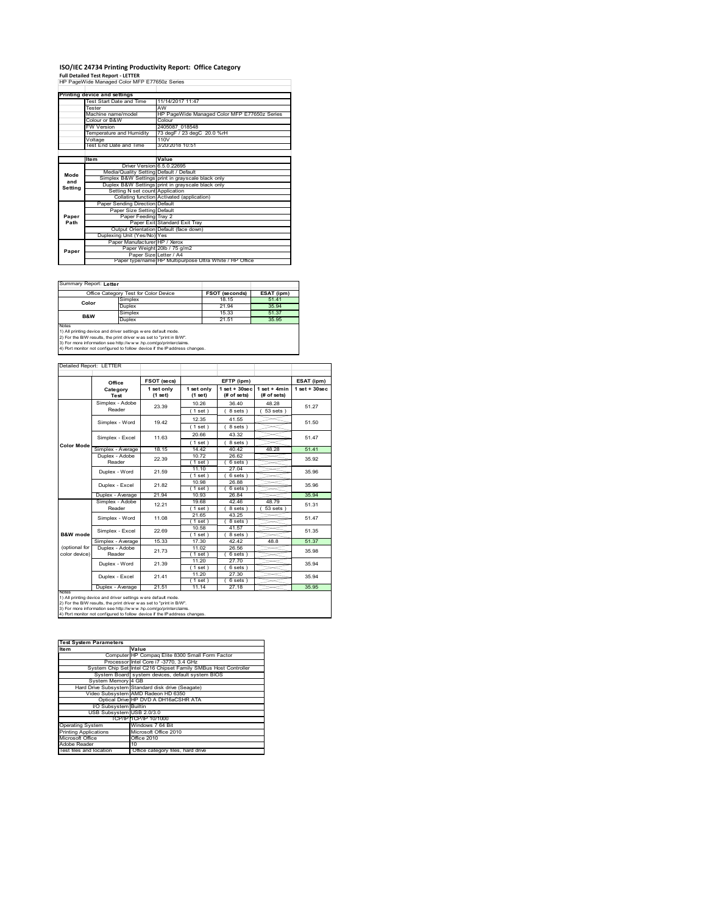# ISO/IEC 24734 Printing Productivity Report: Office Category

**Full Detailed Test Report - LETTER**

HP PageWide Managed Color MFP E77650z Series

| Printing device and settings | |
|---|---|
| Test Start Date and Time | 11/14/2017 11:47 |
| Tester | AW |
| Machine name/model | HP PageWide Managed Color MFP E77650z Series |
| Colour or B&W | Colour |
| FW Version | 2405087_018548 |
| Temperature and Humidity | 73 degF / 23 degC 20.0 %rH |
| Voltage | 110V |
| Test End Date and Time | 3/20/2018 10:51 |

| | Item | Value |
|---|---|---|
| Mode and Setting | Driver Version | 6.5.0.22695 |
| | Media/Quality Setting | Default / Default |
| | Simplex B&W Settings | print in grayscale black only |
| | Duplex B&W Settings | print in grayscale black only |
| | Setting N set count | Application |
| | Collating function | Activated (application) |
| Paper Path | Paper Sending Direction | Default |
| | Paper Size Setting | Default |
| | Paper Feeding | Tray 2 |
| | Paper Exit | Standard Exit Tray |
| | Output Orientation | Default (face down) |
| | Duplexing Unit (Yes/No) | Yes |
| Paper | Paper Manufacturer | HP / Xerox |
| | Paper Weight | 20lb / 75 g/m2 |
| | Paper Size | Letter / A4 |
| | Paper type/name | HP Multipurpose Ultra White / HP Office |

Summary Report: **Letter**

| Office Category Test for Color Device | | FSOT (seconds) | ESAT (ipm) |
|---|---|---|---|
| Color | Simplex | 18.15 | 51.41 |
| | Duplex | 21.94 | 35.94 |
| B&W | Simplex | 15.33 | 51.37 |
| | Duplex | 21.51 | 35.95 |

Notes
1) All printing device and driver settings were default mode.
2) For the B/W results, the print driver was set to "print in B/W".
3) For more information see http://www.hp.com/go/printerclaims.
4) Port monitor not configured to follow device if the IP address changes.

Detailed Report: LETTER

| | Office Category Test | FSOT (secs) 1 set only (1 set) | EFTP (ipm) 1 set only (1 set) | EFTP (ipm) 1 set + 30sec (# of sets) | EFTP (ipm) 1 set + 4min (# of sets) | ESAT (ipm) 1 set + 30sec |
|---|---|---|---|---|---|---|
| Color Mode | Simplex - Adobe Reader | 23.39 | 10.26 (1 set) | 36.40 (8 sets) | 48.28 (53 sets) | 51.27 |
| | Simplex - Word | 19.42 | 12.35 (1 set) | 41.55 (8 sets) | | 51.50 |
| | Simplex - Excel | 11.63 | 20.66 (1 set) | 43.32 (8 sets) | | 51.47 |
| | Simplex - Average | 18.15 | 14.42 | 40.42 | 48.28 | 51.41 |
| | Duplex - Adobe Reader | 22.39 | 10.72 (1 set) | 26.62 (6 sets) | | 35.92 |
| | Duplex - Word | 21.59 | 11.10 (1 set) | 27.04 (6 sets) | | 35.96 |
| | Duplex - Excel | 21.82 | 10.98 (1 set) | 26.88 (6 sets) | | 35.96 |
| | Duplex - Average | 21.94 | 10.93 | 26.84 | | 35.94 |
| B&W mode (optional for color device) | Simplex - Adobe Reader | 12.21 | 19.68 (1 set) | 42.46 (8 sets) | 48.79 (53 sets) | 51.31 |
| | Simplex - Word | 11.08 | 21.65 (1 set) | 43.25 (8 sets) | | 51.47 |
| | Simplex - Excel | 22.69 | 10.58 (1 set) | 41.57 (8 sets) | | 51.35 |
| | Simplex - Average | 15.33 | 17.30 | 42.42 | 48.8 | 51.37 |
| | Duplex - Adobe Reader | 21.73 | 11.02 (1 set) | 26.56 (6 sets) | | 35.98 |
| | Duplex - Word | 21.39 | 11.20 (1 set) | 27.70 (6 sets) | | 35.94 |
| | Duplex - Excel | 21.41 | 11.20 (1 set) | 27.30 (6 sets) | | 35.94 |
| | Duplex - Average | 21.51 | 11.14 | 27.18 | | 35.95 |

Notes
1) All printing device and driver settings were default mode.
2) For the B/W results, the print driver was set to "print in B/W".
3) For more information see http://www.hp.com/go/printerclaims.
4) Port monitor not configured to follow device if the IP address changes.

| Test System Parameters | |
|---|---|
| Item | Value |
| Computer | HP Compaq Elite 8300 Small Form Factor |
| Processor | Intel Core i7 -3770, 3.4 GHz |
| System Chip Set | Intel C216 Chipset Family SMBus Host Controller |
| System Board | system devices, default system BIOS |
| System Memory | 4 GB |
| Hard Drive Subsystem | Standard disk drive (Seagate) |
| Video Subsystem | AMD Radeon HD 6350 |
| Optical Drive | HP DVD A DH16aCSHR ATA |
| I/O Subsystem | Builtin |
| USB Subsystem | USB 2.0/3.0 |
| TCP/IP | TCP/IP 10/1000 |
| Operating System | Windows 7 64 Bit |
| Printing Applications | Microsoft Office 2010 |
| Microsoft Office | Office 2010 |
| Adobe Reader | 10 |
| Test files and location | Office category files, hard drive |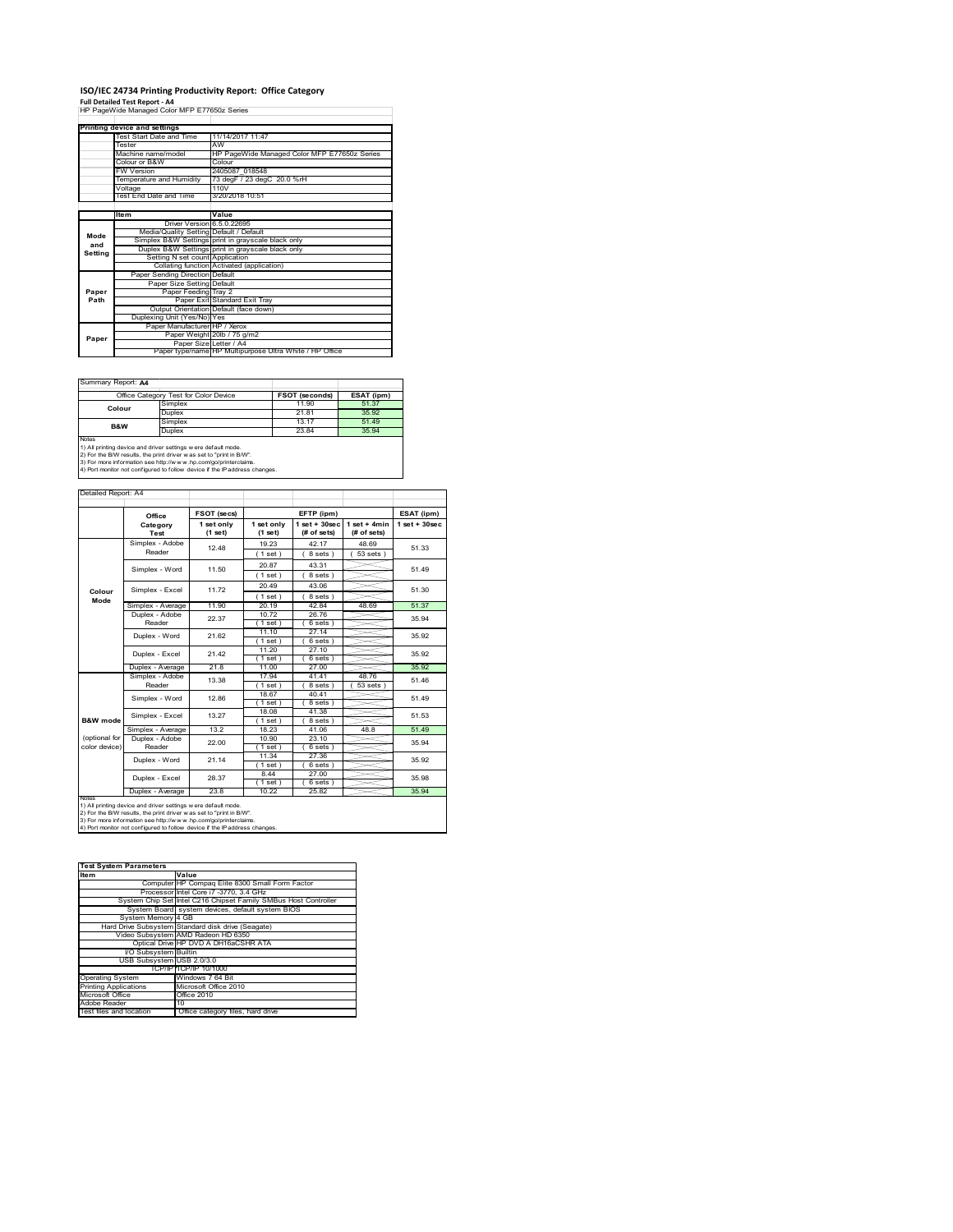# ISO/IEC 24734 Printing Productivity Report: Office Category

**Full Detailed Test Report - A4**

HP PageWide Managed Color MFP E77650z Series

| Printing device and settings | |
|---|---|
| Test Start Date and Time | 11/14/2017 11:47 |
| Tester | AW |
| Machine name/model | HP PageWide Managed Color MFP E77650z Series |
| Colour or B&W | Colour |
| FW Version | 2405087_018548 |
| Temperature and Humidity | 73 degF / 23 degC 20.0 %rH |
| Voltage | 110V |
| Test End Date and Time | 3/20/2018 10:51 |

| | Item | Value |
|---|---|---|
| Mode and Setting | Driver Version | 6.5.0.22695 |
| | Media/Quality Setting | Default / Default |
| | Simplex B&W Settings | print in grayscale black only |
| | Duplex B&W Settings | print in grayscale black only |
| | Setting N set count | Application |
| | Collating function | Activated (application) |
| Paper Path | Paper Sending Direction | Default |
| | Paper Size Setting | Default |
| | Paper Feeding | Tray 2 |
| | Paper Exit | Standard Exit Tray |
| | Output Orientation | Default (face down) |
| | Duplexing Unit (Yes/No) | Yes |
| Paper | Paper Manufacturer | HP / Xerox |
| | Paper Weight | 20lb / 75 g/m2 |
| | Paper Size | Letter / A4 |
| | Paper type/name | HP Multipurpose Ultra White / HP Office |

Summary Report: **A4**

| Office Category Test for Color Device | | FSOT (seconds) | ESAT (ipm) |
|---|---|---|---|
| Colour | Simplex | 11.90 | 51.37 |
| | Duplex | 21.81 | 35.92 |
| B&W | Simplex | 13.17 | 51.49 |
| | Duplex | 23.84 | 35.94 |

Notes
1) All printing device and driver settings were default mode.
2) For the B/W results, the print driver was set to "print in B/W".
3) For more information see http://www.hp.com/go/printerclaims.
4) Port monitor not configured to follow device if the IP address changes.

Detailed Report: A4

| | Office Category Test | FSOT (secs) 1 set only (1 set) | EFTP (ipm) 1 set only (1 set) | EFTP (ipm) 1 set + 30sec (# of sets) | EFTP (ipm) 1 set + 4min (# of sets) | ESAT (ipm) 1 set + 30sec |
|---|---|---|---|---|---|---|
| Colour Mode | Simplex - Adobe Reader | 12.48 | 19.23 (1 set) | 42.17 (8 sets) | 48.69 (53 sets) | 51.33 |
| | Simplex - Word | 11.50 | 20.87 (1 set) | 43.31 (8 sets) | | 51.49 |
| | Simplex - Excel | 11.72 | 20.49 (1 set) | 43.06 (8 sets) | | 51.30 |
| | Simplex - Average | 11.90 | 20.19 | 42.84 | 48.69 | 51.37 |
| | Duplex - Adobe Reader | 22.37 | 10.72 (1 set) | 26.76 (6 sets) | | 35.94 |
| | Duplex - Word | 21.62 | 11.10 (1 set) | 27.14 (6 sets) | | 35.92 |
| | Duplex - Excel | 21.42 | 11.20 (1 set) | 27.10 (6 sets) | | 35.92 |
| | Duplex - Average | 21.8 | 11.00 | 27.00 | | 35.92 |
| B&W mode (optional for color device) | Simplex - Adobe Reader | 13.38 | 17.94 (1 set) | 41.41 (8 sets) | 48.76 (53 sets) | 51.46 |
| | Simplex - Word | 12.86 | 18.67 (1 set) | 40.41 (8 sets) | | 51.49 |
| | Simplex - Excel | 13.27 | 18.08 (1 set) | 41.38 (8 sets) | | 51.53 |
| | Simplex - Average | 13.2 | 18.23 | 41.06 | 48.8 | 51.49 |
| | Duplex - Adobe Reader | 22.00 | 10.90 (1 set) | 23.10 (6 sets) | | 35.94 |
| | Duplex - Word | 21.14 | 11.34 (1 set) | 27.36 (6 sets) | | 35.92 |
| | Duplex - Excel | 28.37 | 8.44 (1 set) | 27.00 (6 sets) | | 35.98 |
| | Duplex - Average | 23.8 | 10.22 | 25.82 | | 35.94 |

Notes
1) All printing device and driver settings were default mode.
2) For the B/W results, the print driver was set to "print in B/W".
3) For more information see http://www.hp.com/go/printerclaims.
4) Port monitor not configured to follow device if the IP address changes.

| Test System Parameters | |
|---|---|
| **Item** | **Value** |
| Computer | HP Compaq Elite 8300 Small Form Factor |
| Processor | Intel Core i7 -3770, 3.4 GHz |
| System Chip Set | Intel C216 Chipset Family SMBus Host Controller |
| System Board | system devices, default system BIOS |
| System Memory | 4 GB |
| Hard Drive Subsystem | Standard disk drive (Seagate) |
| Video Subsystem | AMD Radeon HD 6350 |
| Optical Drive | HP DVD A DH16aCSHR ATA |
| I/O Subsystem | Builtin |
| USB Subsystem | USB 2.0/3.0 |
| TCP/IP | TCP/IP 10/1000 |
| Operating System | Windows 7 64 Bit |
| Printing Applications | Microsoft Office 2010 |
| Microsoft Office | Office 2010 |
| Adobe Reader | 10 |
| Test files and location | Office category files, hard drive |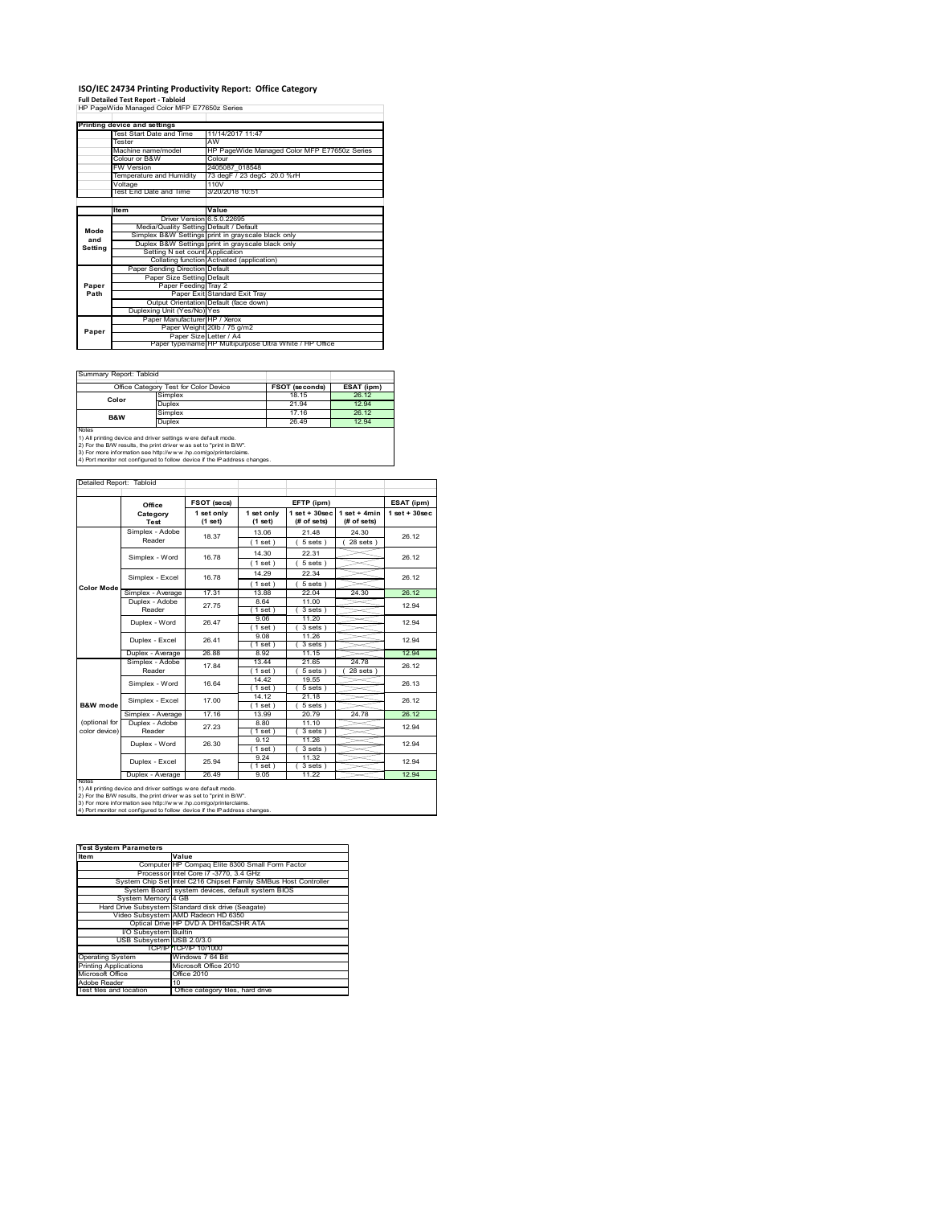# ISO/IEC 24734 Printing Productivity Report: Office Category

**Full Detailed Test Report - Tabloid**

HP PageWide Managed Color MFP E77650z Series

| Printing device and settings | |
|---|---|
| Test Start Date and Time | 11/14/2017 11:47 |
| Tester | AW |
| Machine name/model | HP PageWide Managed Color MFP E77650z Series |
| Colour or B&W | Colour |
| FW Version | 2405087_018548 |
| Temperature and Humidity | 73 degF / 23 degC 20.0 %rH |
| Voltage | 110V |
| Test End Date and Time | 3/20/2018 10:51 |

| | Item | Value |
|---|---|---|
| Mode and Setting | Driver Version | 6.5.0.22695 |
| | Media/Quality Setting | Default / Default |
| | Simplex B&W Settings | print in grayscale black only |
| | Duplex B&W Settings | print in grayscale black only |
| | Setting N set count | Application |
| | Collating function | Activated (application) |
| Paper Path | Paper Sending Direction | Default |
| | Paper Size Setting | Default |
| | Paper Feeding | Tray 2 |
| | Paper Exit | Standard Exit Tray |
| | Output Orientation | Default (face down) |
| | Duplexing Unit (Yes/No) | Yes |
| Paper | Paper Manufacturer | HP / Xerox |
| | Paper Weight | 20lb / 75 g/m2 |
| | Paper Size | Letter / A4 |
| | Paper type/name | HP Multipurpose Ultra White / HP Office |

Summary Report: Tabloid

| Office Category Test for Color Device | | FSOT (seconds) | ESAT (ipm) |
|---|---|---|---|
| Color | Simplex | 18.15 | 26.12 |
| | Duplex | 21.94 | 12.94 |
| B&W | Simplex | 17.16 | 26.12 |
| | Duplex | 26.49 | 12.94 |

Notes
1) All printing device and driver settings were default mode.
2) For the B/W results, the print driver was set to "print in B/W".
3) For more information see http://www.hp.com/go/printerclaims.
4) Port monitor not configured to follow device if the IP address changes.

Detailed Report: Tabloid

| | Office Category Test | FSOT (secs) 1 set only (1 set) | EFTP (ipm) 1 set only (1 set) | EFTP (ipm) 1 set + 30sec (# of sets) | EFTP (ipm) 1 set + 4min (# of sets) | ESAT (ipm) 1 set + 30sec |
|---|---|---|---|---|---|---|
| Color Mode | Simplex - Adobe Reader | 18.37 | 13.06 (1 set) | 21.48 (5 sets) | 24.30 (28 sets) | 26.12 |
| | Simplex - Word | 16.78 | 14.30 (1 set) | 22.31 (5 sets) | | 26.12 |
| | Simplex - Excel | 16.78 | 14.29 (1 set) | 22.34 (5 sets) | | 26.12 |
| | Simplex - Average | 17.31 | 13.88 | 22.04 | 24.30 | 26.12 |
| | Duplex - Adobe Reader | 27.75 | 8.64 (1 set) | 11.00 (3 sets) | | 12.94 |
| | Duplex - Word | 26.47 | 9.06 (1 set) | 11.20 (3 sets) | | 12.94 |
| | Duplex - Excel | 26.41 | 9.08 (1 set) | 11.26 (3 sets) | | 12.94 |
| | Duplex - Average | 26.88 | 8.92 | 11.15 | | 12.94 |
| B&W mode (optional for color device) | Simplex - Adobe Reader | 17.84 | 13.44 (1 set) | 21.65 (5 sets) | 24.78 (28 sets) | 26.12 |
| | Simplex - Word | 16.64 | 14.42 (1 set) | 19.55 (5 sets) | | 26.13 |
| | Simplex - Excel | 17.00 | 14.12 (1 set) | 21.18 (5 sets) | | 26.12 |
| | Simplex - Average | 17.16 | 13.99 | 20.79 | 24.78 | 26.12 |
| | Duplex - Adobe Reader | 27.23 | 8.80 (1 set) | 11.10 (3 sets) | | 12.94 |
| | Duplex - Word | 26.30 | 9.12 (1 set) | 11.26 (3 sets) | | 12.94 |
| | Duplex - Excel | 25.94 | 9.24 (1 set) | 11.32 (3 sets) | | 12.94 |
| | Duplex - Average | 26.49 | 9.05 | 11.22 | | 12.94 |

Notes
1) All printing device and driver settings were default mode.
2) For the B/W results, the print driver was set to "print in B/W".
3) For more information see http://www.hp.com/go/printerclaims.
4) Port monitor not configured to follow device if the IP address changes.

| Test System Parameters | |
|---|---|
| Item | Value |
| Computer | HP Compaq Elite 8300 Small Form Factor |
| Processor | Intel Core i7 -3770, 3.4 GHz |
| System Chip Set | Intel C216 Chipset Family SMBus Host Controller |
| System Board | system devices, default system BIOS |
| System Memory | 4 GB |
| Hard Drive Subsystem | Standard disk drive (Seagate) |
| Video Subsystem | AMD Radeon HD 6350 |
| Optical Drive | HP DVD A DH16aCSHR ATA |
| I/O Subsystem | Builtin |
| USB Subsystem | USB 2.0/3.0 |
| TCP/IP | TCP/IP 10/1000 |
| Operating System | Windows 7 64 Bit |
| Printing Applications | Microsoft Office 2010 |
| Microsoft Office | Office 2010 |
| Adobe Reader | 10 |
| Test files and location | Office category files, hard drive |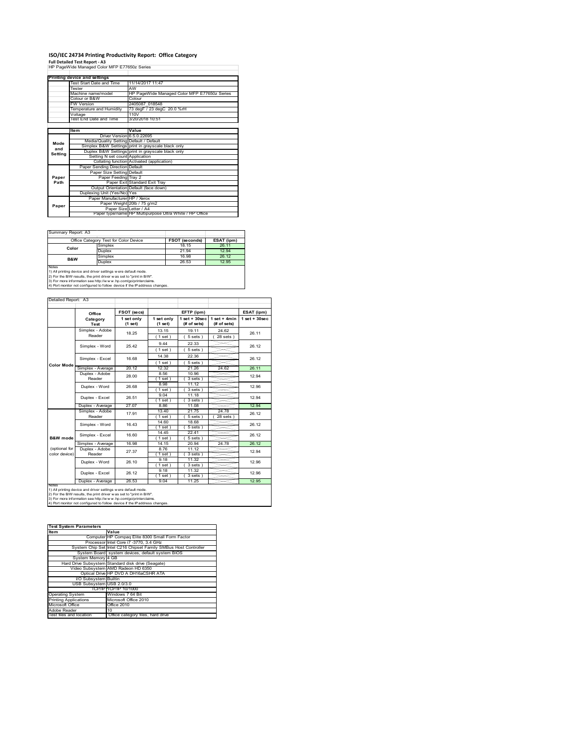# ISO/IEC 24734 Printing Productivity Report: Office Category

**Full Detailed Test Report - A3**

HP PageWide Managed Color MFP E77650z Series

| Printing device and settings | |
|---|---|
| Test Start Date and Time | 11/14/2017 11:47 |
| Tester | AW |
| Machine name/model | HP PageWide Managed Color MFP E77650z Series |
| Colour or B&W | Colour |
| FW Version | 2405087_018548 |
| Temperature and Humidity | 73 degF / 23 degC 20.0 %rH |
| Voltage | 110V |
| Test End Date and Time | 3/20/2018 10:51 |

| | Item | Value |
|---|---|---|
| Mode and Setting | Driver Version | 6.5.0.22695 |
| | Media/Quality Setting | Default / Default |
| | Simplex B&W Settings | print in grayscale black only |
| | Duplex B&W Settings | print in grayscale black only |
| | Setting N set count | Application |
| | Collating function | Activated (application) |
| Paper Path | Paper Sending Direction | Default |
| | Paper Size Setting | Default |
| | Paper Feeding | Tray 2 |
| | Paper Exit | Standard Exit Tray |
| | Output Orientation | Default (face down) |
| | Duplexing Unit (Yes/No) | Yes |
| Paper | Paper Manufacturer | HP / Xerox |
| | Paper Weight | 20lb / 75 g/m2 |
| | Paper Size | Letter / A4 |
| | Paper type/name | HP Multipurpose Ultra White / HP Office |

Summary Report: A3

| Office Category Test for Color Device | | FSOT (seconds) | ESAT (ipm) |
|---|---|---|---|
| Color | Simplex | 18.15 | 26.11 |
| | Duplex | 21.94 | 12.94 |
| B&W | Simplex | 16.98 | 26.12 |
| | Duplex | 26.53 | 12.95 |

Notes
1) All printing device and driver settings were default mode.
2) For the B/W results, the print driver was set to "print in B/W".
3) For more information see http://www.hp.com/go/printerclaims.
4) Port monitor not configured to follow device if the IP address changes.

Detailed Report: A3

| | Office Category Test | FSOT (secs) 1 set only (1 set) | EFTP (ipm) 1 set only (1 set) | EFTP (ipm) 1 set + 30sec (# of sets) | EFTP (ipm) 1 set + 4min (# of sets) | ESAT (ipm) 1 set + 30sec |
|---|---|---|---|---|---|---|
| Color Mode | Simplex - Adobe Reader | 18.25 | 13.15 (1 set) | 19.11 (5 sets) | 24.62 (28 sets) | 26.11 |
| | Simplex - Word | 25.42 | 9.44 (1 set) | 22.33 (5 sets) | | 26.12 |
| | Simplex - Excel | 16.68 | 14.38 (1 set) | 22.36 (5 sets) | | 26.12 |
| | Simplex - Average | 20.12 | 12.32 | 21.26 | 24.62 | 26.11 |
| | Duplex - Adobe Reader | 28.00 | 8.56 (1 set) | 10.96 (3 sets) | | 12.94 |
| | Duplex - Word | 26.68 | 8.98 (1 set) | 11.12 (3 sets) | | 12.96 |
| | Duplex - Excel | 26.51 | 9.04 (1 set) | 11.18 (3 sets) | | 12.94 |
| | Duplex - Average | 27.07 | 8.86 | 11.08 | | 12.94 |
| B&W mode (optional for color device) | Simplex - Adobe Reader | 17.91 | 13.40 (1 set) | 21.75 (5 sets) | 24.78 (28 sets) | 26.12 |
| | Simplex - Word | 16.43 | 14.60 (1 set) | 18.68 (5 sets) | | 26.12 |
| | Simplex - Excel | 16.60 | 14.45 (1 set) | 22.41 (5 sets) | | 26.12 |
| | Simplex - Average | 16.98 | 14.15 | 20.94 | 24.78 | 26.12 |
| | Duplex - Adobe Reader | 27.37 | 8.76 (1 set) | 11.12 (3 sets) | | 12.94 |
| | Duplex - Word | 26.10 | 9.18 (1 set) | 11.32 (3 sets) | | 12.96 |
| | Duplex - Excel | 26.12 | 9.18 (1 set) | 11.32 (3 sets) | | 12.96 |
| | Duplex - Average | 26.53 | 9.04 | 11.25 | | 12.95 |

Notes
1) All printing device and driver settings were default mode.
2) For the B/W results, the print driver was set to "print in B/W".
3) For more information see http://www.hp.com/go/printerclaims.
4) Port monitor not configured to follow device if the IP address changes.

| Test System Parameters | |
|---|---|
| Item | Value |
| Computer | HP Compaq Elite 8300 Small Form Factor |
| Processor | Intel Core i7 -3770, 3.4 GHz |
| System Chip Set | Intel C216 Chipset Family SMBus Host Controller |
| System Board | system devices, default system BIOS |
| System Memory | 4 GB |
| Hard Drive Subsystem | Standard disk drive (Seagate) |
| Video Subsystem | AMD Radeon HD 6350 |
| Optical Drive | HP DVD A DH16aCSHR ATA |
| I/O Subsystem | Builtin |
| USB Subsystem | USB 2.0/3.0 |
| TCP/IP | TCP/IP 10/1000 |
| Operating System | Windows 7 64 Bit |
| Printing Applications | Microsoft Office 2010 |
| Microsoft Office | Office 2010 |
| Adobe Reader | 10 |
| Test files and location | Office category files, hard drive |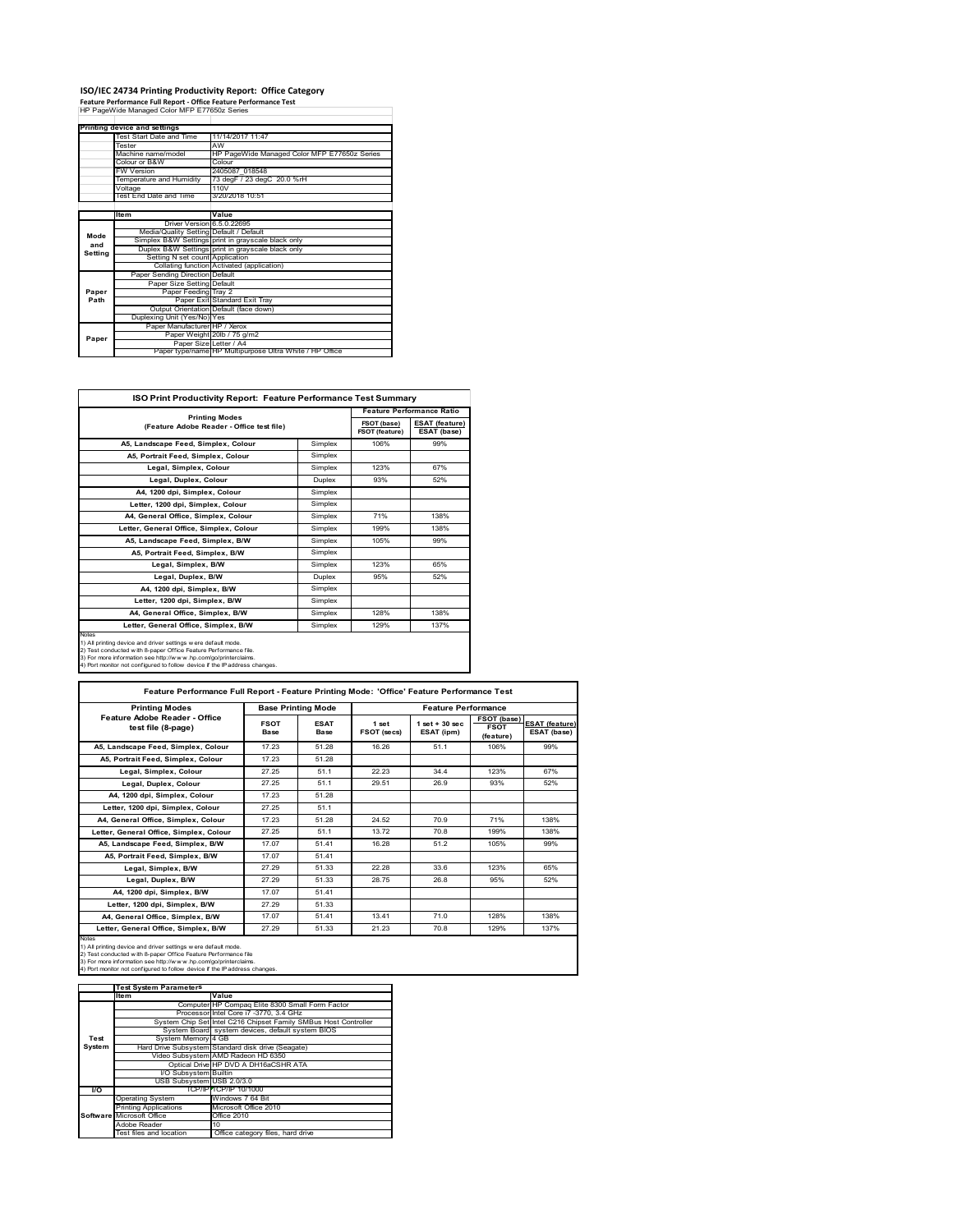# ISO/IEC 24734 Printing Productivity Report: Office Category

**Feature Performance Full Report - Office Feature Performance Test**

HP PageWide Managed Color MFP E77650z Series

| Printing device and settings | | |
|---|---|---|
| | Test Start Date and Time | 11/14/2017 11:47 |
| | Tester | AW |
| | Machine name/model | HP PageWide Managed Color MFP E77650z Series |
| | Colour or B&W | Colour |
| | FW Version | 2405087_018548 |
| | Temperature and Humidity | 73 degF / 23 degC 20.0 %rH |
| | Voltage | 110V |
| | Test End Date and Time | 3/20/2018 10:51 |

| | Item | Value |
|---|---|---|
| Mode and Setting | Driver Version | 6.5.0.22695 |
| | Media/Quality Setting | Default / Default |
| | Simplex B&W Settings | print in grayscale black only |
| | Duplex B&W Settings | print in grayscale black only |
| | Setting N set count | Application |
| | Collating function | Activated (application) |
| Paper Path | Paper Sending Direction | Default |
| | Paper Size Setting | Default |
| | Paper Feeding | Tray 2 |
| | Paper Exit | Standard Exit Tray |
| | Output Orientation | Default (face down) |
| | Duplexing Unit (Yes/No) | Yes |
| Paper | Paper Manufacturer | HP / Xerox |
| | Paper Weight | 20lb / 75 g/m2 |
| | Paper Size | Letter / A4 |
| | Paper type/name | HP Multipurpose Ultra White / HP Office |

## ISO Print Productivity Report: Feature Performance Test Summary

| Printing Modes (Feature Adobe Reader - Office test file) | | Feature Performance Ratio | |
|---|---|---|---|
| | | FSOT (base) / FSOT (feature) | ESAT (feature) / ESAT (base) |
| A5, Landscape Feed, Simplex, Colour | Simplex | 106% | 99% |
| A5, Portrait Feed, Simplex, Colour | Simplex | | |
| Legal, Simplex, Colour | Simplex | 123% | 67% |
| Legal, Duplex, Colour | Duplex | 93% | 52% |
| A4, 1200 dpi, Simplex, Colour | Simplex | | |
| Letter, 1200 dpi, Simplex, Colour | Simplex | | |
| A4, General Office, Simplex, Colour | Simplex | 71% | 138% |
| Letter, General Office, Simplex, Colour | Simplex | 199% | 138% |
| A5, Landscape Feed, Simplex, B/W | Simplex | 105% | 99% |
| A5, Portrait Feed, Simplex, B/W | Simplex | | |
| Legal, Simplex, B/W | Simplex | 123% | 65% |
| Legal, Duplex, B/W | Duplex | 95% | 52% |
| A4, 1200 dpi, Simplex, B/W | Simplex | | |
| Letter, 1200 dpi, Simplex, B/W | Simplex | | |
| A4, General Office, Simplex, B/W | Simplex | 128% | 138% |
| Letter, General Office, Simplex, B/W | Simplex | 129% | 137% |

Notes
1) All printing device and driver settings were default mode.
2) Test conducted with 8-paper Office Feature Performance file.
3) For more information see http://www.hp.com/go/printerclaims.
4) Port monitor not configured to follow device if the IP address changes.

## Feature Performance Full Report - Feature Printing Mode: 'Office' Feature Performance Test

| Printing Modes Feature Adobe Reader - Office test file (8-page) | Base Printing Mode | | Feature Performance | | | |
|---|---|---|---|---|---|---|
| | FSOT Base | ESAT Base | 1 set FSOT (secs) | 1 set + 30 sec ESAT (ipm) | FSOT (base) FSOT (feature) | ESAT (feature) ESAT (base) |
| A5, Landscape Feed, Simplex, Colour | 17.23 | 51.28 | 16.26 | 51.1 | 106% | 99% |
| A5, Portrait Feed, Simplex, Colour | 17.23 | 51.28 | | | | |
| Legal, Simplex, Colour | 27.25 | 51.1 | 22.23 | 34.4 | 123% | 67% |
| Legal, Duplex, Colour | 27.25 | 51.1 | 29.51 | 26.9 | 93% | 52% |
| A4, 1200 dpi, Simplex, Colour | 17.23 | 51.28 | | | | |
| Letter, 1200 dpi, Simplex, Colour | 27.25 | 51.1 | | | | |
| A4, General Office, Simplex, Colour | 17.23 | 51.28 | 24.52 | 70.9 | 71% | 138% |
| Letter, General Office, Simplex, Colour | 27.25 | 51.1 | 13.72 | 70.8 | 199% | 138% |
| A5, Landscape Feed, Simplex, B/W | 17.07 | 51.41 | 16.28 | 51.2 | 105% | 99% |
| A5, Portrait Feed, Simplex, B/W | 17.07 | 51.41 | | | | |
| Legal, Simplex, B/W | 27.29 | 51.33 | 22.28 | 33.6 | 123% | 65% |
| Legal, Duplex, B/W | 27.29 | 51.33 | 28.75 | 26.8 | 95% | 52% |
| A4, 1200 dpi, Simplex, B/W | 17.07 | 51.41 | | | | |
| Letter, 1200 dpi, Simplex, B/W | 27.29 | 51.33 | | | | |
| A4, General Office, Simplex, B/W | 17.07 | 51.41 | 13.41 | 71.0 | 128% | 138% |
| Letter, General Office, Simplex, B/W | 27.29 | 51.33 | 21.23 | 70.8 | 129% | 137% |

Notes
1) All printing device and driver settings were default mode.
2) Test conducted with 8-paper Office Feature Performance file
3) For more information see http://www.hp.com/go/printerclaims.
4) Port monitor not configured to follow device if the IP address changes.

| | Test System Parameters | |
|---|---|---|
| | Item | Value |
| Test System | Computer | HP Compaq Elite 8300 Small Form Factor |
| | Processor | Intel Core i7 -3770, 3.4 GHz |
| | System Chip Set | Intel C216 Chipset Family SMBus Host Controller |
| | System Board | system devices, default system BIOS |
| | System Memory | 4 GB |
| | Hard Drive Subsystem | Standard disk drive (Seagate) |
| | Video Subsystem | AMD Radeon HD 6350 |
| | Optical Drive | HP DVD A DH16aCSHR ATA |
| | I/O Subsystem | Builtin |
| | USB Subsystem | USB 2.0/3.0 |
| I/O | TCP/IP | TCP/IP 10/1000 |
| Software | Operating System | Windows 7 64 Bit |
| | Printing Applications | Microsoft Office 2010 |
| | Microsoft Office | Office 2010 |
| | Adobe Reader | 10 |
| | Test files and location | Office category files, hard drive |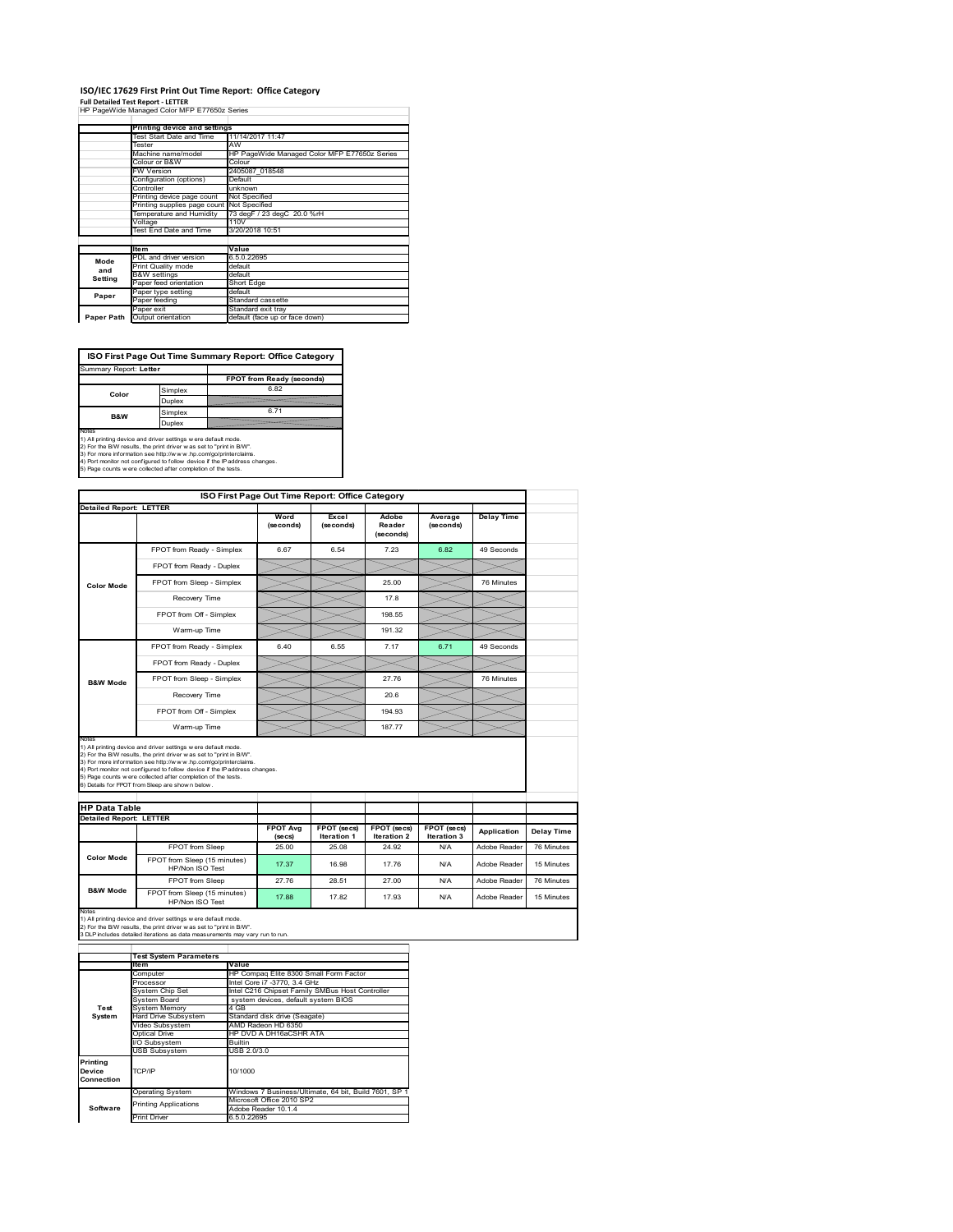# ISO/IEC 17629 First Print Out Time Report: Office Category

**Full Detailed Test Report - LETTER**

HP PageWide Managed Color MFP E77650z Series

| | Printing device and settings | |
|---|---|---|
| | Test Start Date and Time | 11/14/2017 11:47 |
| | Tester | AW |
| | Machine name/model | HP PageWide Managed Color MFP E77650z Series |
| | Colour or B&W | Colour |
| | FW Version | 2405087_018548 |
| | Configuration (options) | Default |
| | Controller | unknown |
| | Printing device page count | Not Specified |
| | Printing supplies page count | Not Specified |
| | Temperature and Humidity | 73 degF / 23 degC 20.0 %rH |
| | Voltage | 110V |
| | Test End Date and Time | 3/20/2018 10:51 |

| | Item | Value |
|---|---|---|
| Mode and Setting | PDL and driver version | 6.5.0.22695 |
| | Print Quality mode | default |
| | B&W settings | default |
| | Paper feed orientation | Short Edge |
| Paper | Paper type setting | default |
| | Paper feeding | Standard cassette |
| Paper Path | Paper exit | Standard exit tray |
| | Output orientation | default (face up or face down) |

**ISO First Page Out Time Summary Report: Office Category**

Summary Report: **Letter**

| | | FPOT from Ready (seconds) |
|---|---|---|
| Color | Simplex | 6.82 |
| | Duplex | |
| B&W | Simplex | 6.71 |
| | Duplex | |

Notes
1) All printing device and driver settings were default mode.
2) For the B/W results, the print driver was set to "print in B/W".
3) For more information see http://www.hp.com/go/printerclaims.
4) Port monitor not configured to follow device if the IP address changes.
5) Page counts were collected after completion of the tests.

**ISO First Page Out Time Report: Office Category**

Detailed Report: LETTER

| | | Word (seconds) | Excel (seconds) | Adobe Reader (seconds) | Average (seconds) | Delay Time |
|---|---|---|---|---|---|---|
| Color Mode | FPOT from Ready - Simplex | 6.67 | 6.54 | 7.23 | 6.82 | 49 Seconds |
| | FPOT from Ready - Duplex | | | | | |
| | FPOT from Sleep - Simplex | | | 25.00 | | 76 Minutes |
| | Recovery Time | | | 17.8 | | |
| | FPOT from Off - Simplex | | | 198.55 | | |
| | Warm-up Time | | | 191.32 | | |
| B&W Mode | FPOT from Ready - Simplex | 6.40 | 6.55 | 7.17 | 6.71 | 49 Seconds |
| | FPOT from Ready - Duplex | | | | | |
| | FPOT from Sleep - Simplex | | | 27.76 | | 76 Minutes |
| | Recovery Time | | | 20.6 | | |
| | FPOT from Off - Simplex | | | 194.93 | | |
| | Warm-up Time | | | 187.77 | | |

Notes
1) All printing device and driver settings were default mode.
2) For the B/W results, the print driver was set to "print in B/W".
3) For more information see http://www.hp.com/go/printerclaims.
4) Port monitor not configured to follow device if the IP address changes.
5) Page counts were collected after completion of the tests.
6) Details for FPOT from Sleep are shown below.

**HP Data Table**

Detailed Report: LETTER

| | | FPOT Avg (secs) | FPOT (secs) Iteration 1 | FPOT (secs) Iteration 2 | FPOT (secs) Iteration 3 | Application | Delay Time |
|---|---|---|---|---|---|---|---|
| Color Mode | FPOT from Sleep | 25.00 | 25.08 | 24.92 | N/A | Adobe Reader | 76 Minutes |
| | FPOT from Sleep (15 minutes) HP/Non ISO Test | 17.37 | 16.98 | 17.76 | N/A | Adobe Reader | 15 Minutes |
| B&W Mode | FPOT from Sleep | 27.76 | 28.51 | 27.00 | N/A | Adobe Reader | 76 Minutes |
| | FPOT from Sleep (15 minutes) HP/Non ISO Test | 17.88 | 17.82 | 17.93 | N/A | Adobe Reader | 15 Minutes |

Notes
1) All printing device and driver settings were default mode.
2) For the B/W results, the print driver was set to "print in B/W".
3 DLP includes detailed iterations as data measurements may vary run to run.

| | Test System Parameters | |
|---|---|---|
| | Item | Value |
| Test System | Computer | HP Compaq Elite 8300 Small Form Factor |
| | Processor | Intel Core i7 -3770, 3.4 GHz |
| | System Chip Set | Intel C216 Chipset Family SMBus Host Controller |
| | System Board | system devices, default system BIOS |
| | System Memory | 4 GB |
| | Hard Drive Subsystem | Standard disk drive (Seagate) |
| | Video Subsystem | AMD Radeon HD 6350 |
| | Optical Drive | HP DVD A DH16aCSHR ATA |
| | I/O Subsystem | Builtin |
| | USB Subsystem | USB 2.0/3.0 |
| Printing Device Connection | TCP/IP | 10/1000 |
| Software | Operating System | Windows 7 Business/Ultimate, 64 bit, Build 7601, SP 1 |
| | Printing Applications | Microsoft Office 2010 SP2<br>Adobe Reader 10.1.4 |
| | Print Driver | 6.5.0.22695 |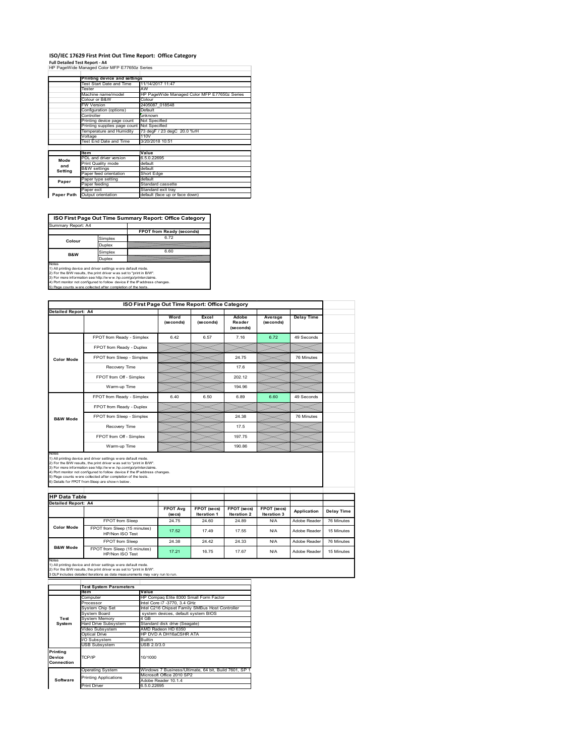# ISO/IEC 17629 First Print Out Time Report: Office Category

**Full Detailed Test Report - A4**

HP PageWide Managed Color MFP E77650z Series

| | Printing device and settings | |
|---|---|---|
| | Test Start Date and Time | 11/14/2017 11:47 |
| | Tester | AW |
| | Machine name/model | HP PageWide Managed Color MFP E77650z Series |
| | Colour or B&W | Colour |
| | FW Version | 2405087_018548 |
| | Configuration (options) | Default |
| | Controller | unknown |
| | Printing device page count | Not Specified |
| | Printing supplies page count | Not Specified |
| | Temperature and Humidity | 73 degF / 23 degC 20.0 %rH |
| | Voltage | 110V |
| | Test End Date and Time | 3/20/2018 10:51 |

| | Item | Value |
|---|---|---|
| Mode and Setting | PDL and driver version | 6.5.0.22695 |
| | Print Quality mode | default |
| | B&W settings | default |
| | Paper feed orientation | Short Edge |
| Paper | Paper type setting | default |
| | Paper feeding | Standard cassette |
| | Paper exit | Standard exit tray |
| Paper Path | Output orientation | default (face up or face down) |

**ISO First Page Out Time Summary Report: Office Category**

Summary Report: A4

| | | FPOT from Ready (seconds) |
|---|---|---|
| Colour | Simplex | 6.72 |
| | Duplex | |
| B&W | Simplex | 6.60 |
| | Duplex | |

Notes
1) All printing device and driver settings were default mode.
2) For the B/W results, the print driver was set to "print in B/W".
3) For more information see http://www.hp.com/go/printerclaims.
4) Port monitor not configured to follow device if the IP address changes.
5) Page counts were collected after completion of the tests.

**ISO First Page Out Time Report: Office Category**

Detailed Report: A4

| | | Word (seconds) | Excel (seconds) | Adobe Reader (seconds) | Average (seconds) | Delay Time |
|---|---|---|---|---|---|---|
| Color Mode | FPOT from Ready - Simplex | 6.42 | 6.57 | 7.16 | 6.72 | 49 Seconds |
| | FPOT from Ready - Duplex | | | | | |
| | FPOT from Sleep - Simplex | | | 24.75 | | 76 Minutes |
| | Recovery Time | | | 17.6 | | |
| | FPOT from Off - Simplex | | | 202.12 | | |
| | Warm-up Time | | | 194.96 | | |
| B&W Mode | FPOT from Ready - Simplex | 6.40 | 6.50 | 6.89 | 6.60 | 49 Seconds |
| | FPOT from Ready - Duplex | | | | | |
| | FPOT from Sleep - Simplex | | | 24.38 | | 76 Minutes |
| | Recovery Time | | | 17.5 | | |
| | FPOT from Off - Simplex | | | 197.75 | | |
| | Warm-up Time | | | 190.86 | | |

Notes
1) All printing device and driver settings were default mode.
2) For the B/W results, the print driver was set to "print in B/W".
3) For more information see http://www.hp.com/go/printerclaims.
4) Port monitor not configured to follow device if the IP address changes.
5) Page counts were collected after completion of the tests.
6) Details for FPOT from Sleep are shown below.

**HP Data Table**

Detailed Report: A4

| | | FPOT Avg (secs) | FPOT (secs) Iteration 1 | FPOT (secs) Iteration 2 | FPOT (secs) Iteration 3 | Application | Delay Time |
|---|---|---|---|---|---|---|---|
| Color Mode | FPOT from Sleep | 24.75 | 24.60 | 24.89 | N/A | Adobe Reader | 76 Minutes |
| | FPOT from Sleep (15 minutes) HP/Non ISO Test | 17.52 | 17.49 | 17.55 | N/A | Adobe Reader | 15 Minutes |
| B&W Mode | FPOT from Sleep | 24.38 | 24.42 | 24.33 | N/A | Adobe Reader | 76 Minutes |
| | FPOT from Sleep (15 minutes) HP/Non ISO Test | 17.21 | 16.75 | 17.67 | N/A | Adobe Reader | 15 Minutes |

Notes
1) All printing device and driver settings were default mode.
2) For the B/W results, the print driver was set to "print in B/W".
3 DLP includes detailed iterations as data measurements may vary run to run.

| | Test System Parameters | |
|---|---|---|
| | Item | Value |
| Test System | Computer | HP Compaq Elite 8300 Small Form Factor |
| | Processor | Intel Core i7 -3770, 3.4 GHz |
| | System Chip Set | Intel C216 Chipset Family SMBus Host Controller |
| | System Board | system devices, default system BIOS |
| | System Memory | 4 GB |
| | Hard Drive Subsystem | Standard disk drive (Seagate) |
| | Video Subsystem | AMD Radeon HD 6350 |
| | Optical Drive | HP DVD A DH16aCSHR ATA |
| | I/O Subsystem | Builtin |
| | USB Subsystem | USB 2.0/3.0 |
| Printing Device Connection | TCP/IP | 10/1000 |
| Software | Operating System | Windows 7 Business/Ultimate, 64 bit, Build 7601, SP 1 |
| | Printing Applications | Microsoft Office 2010 SP2 |
| | | Adobe Reader 10.1.4 |
| | Print Driver | 6.5.0.22695 |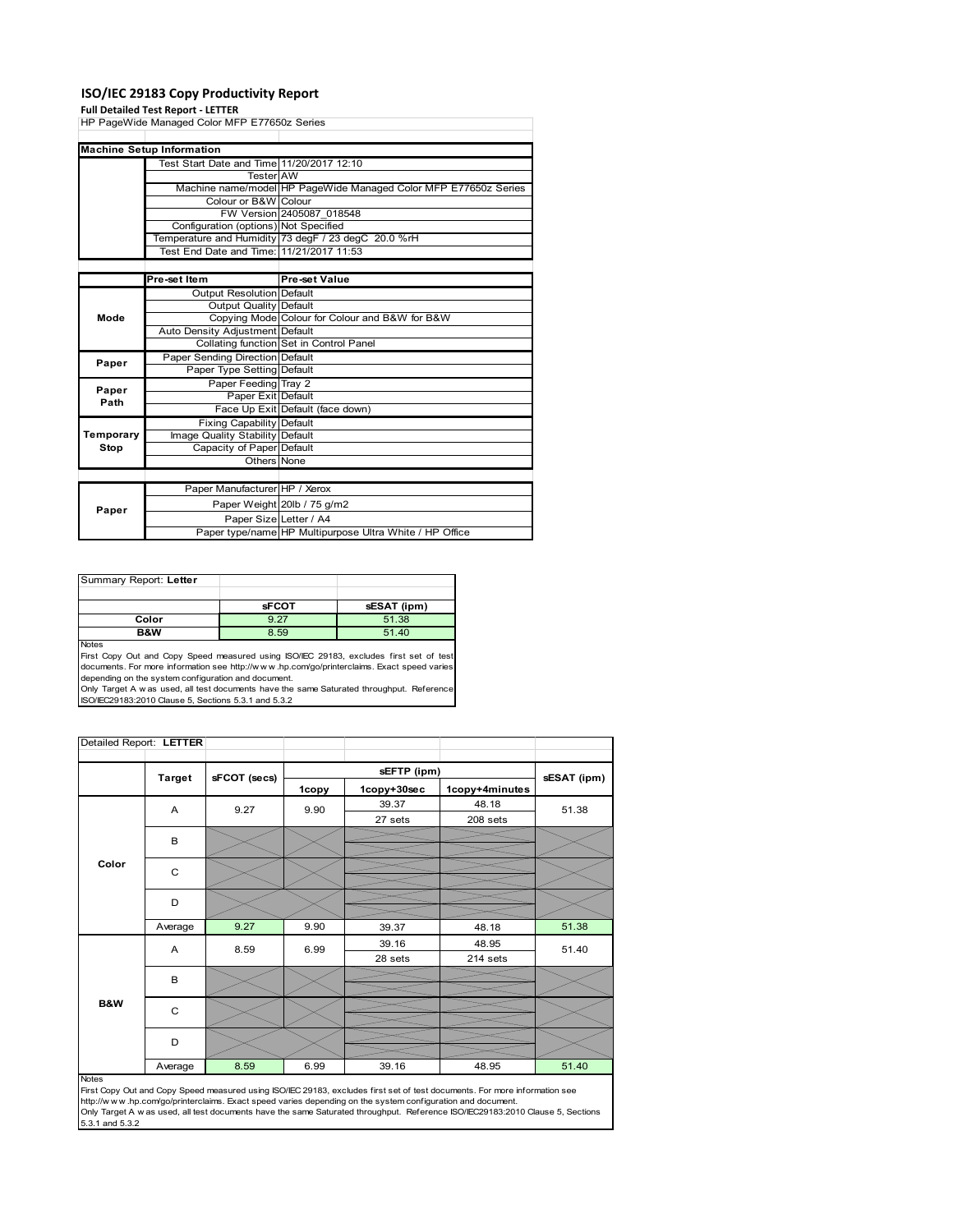# ISO/IEC 29183 Copy Productivity Report

**Full Detailed Test Report - LETTER**

HP PageWide Managed Color MFP E77650z Series

| Machine Setup Information | | |
|---|---|---|
| | Test Start Date and Time | 11/20/2017 12:10 |
| | Tester | AW |
| | Machine name/model | HP PageWide Managed Color MFP E77650z Series |
| | Colour or B&W | Colour |
| | FW Version | 2405087_018548 |
| | Configuration (options) | Not Specified |
| | Temperature and Humidity | 73 degF / 23 degC 20.0 %rH |
| | Test End Date and Time: | 11/21/2017 11:53 |

| | Pre-set Item | Pre-set Value |
|---|---|---|
| Mode | Output Resolution | Default |
| | Output Quality | Default |
| | Copying Mode | Colour for Colour and B&W for B&W |
| | Auto Density Adjustment | Default |
| | Collating function | Set in Control Panel |
| Paper | Paper Sending Direction | Default |
| | Paper Type Setting | Default |
| Paper Path | Paper Feeding | Tray 2 |
| | Paper Exit | Default |
| | Face Up Exit | Default (face down) |
| Temporary Stop | Fixing Capability | Default |
| | Image Quality Stability | Default |
| | Capacity of Paper | Default |
| | Others | None |

| | | |
|---|---|---|
| Paper | Paper Manufacturer | HP / Xerox |
| | Paper Weight | 20lb / 75 g/m2 |
| | Paper Size | Letter / A4 |
| | Paper type/name | HP Multipurpose Ultra White / HP Office |

**Summary Report: Letter**

| | sFCOT | sESAT (ipm) |
|---|---|---|
| Color | 9.27 | 51.38 |
| B&W | 8.59 | 51.40 |

Notes

First Copy Out and Copy Speed measured using ISO/IEC 29183, excludes first set of test documents. For more information see http://www.hp.com/go/printerclaims. Exact speed varies depending on the system configuration and document.

Only Target A was used, all test documents have the same Saturated throughput. Reference ISO/IEC29183:2010 Clause 5, Sections 5.3.1 and 5.3.2

**Detailed Report: LETTER**

| | Target | sFCOT (secs) | sEFTP (ipm) 1copy | sEFTP (ipm) 1copy+30sec | sEFTP (ipm) 1copy+4minutes | sESAT (ipm) |
|---|---|---|---|---|---|---|
| Color | A | 9.27 | 9.90 | 39.37 / 27 sets | 48.18 / 208 sets | 51.38 |
| | B | | | | | |
| | C | | | | | |
| | D | | | | | |
| | Average | 9.27 | 9.90 | 39.37 | 48.18 | 51.38 |
| B&W | A | 8.59 | 6.99 | 39.16 / 28 sets | 48.95 / 214 sets | 51.40 |
| | B | | | | | |
| | C | | | | | |
| | D | | | | | |
| | Average | 8.59 | 6.99 | 39.16 | 48.95 | 51.40 |

Notes

First Copy Out and Copy Speed measured using ISO/IEC 29183, excludes first set of test documents. For more information see http://www.hp.com/go/printerclaims. Exact speed varies depending on the system configuration and document.

Only Target A was used, all test documents have the same Saturated throughput. Reference ISO/IEC29183:2010 Clause 5, Sections 5.3.1 and 5.3.2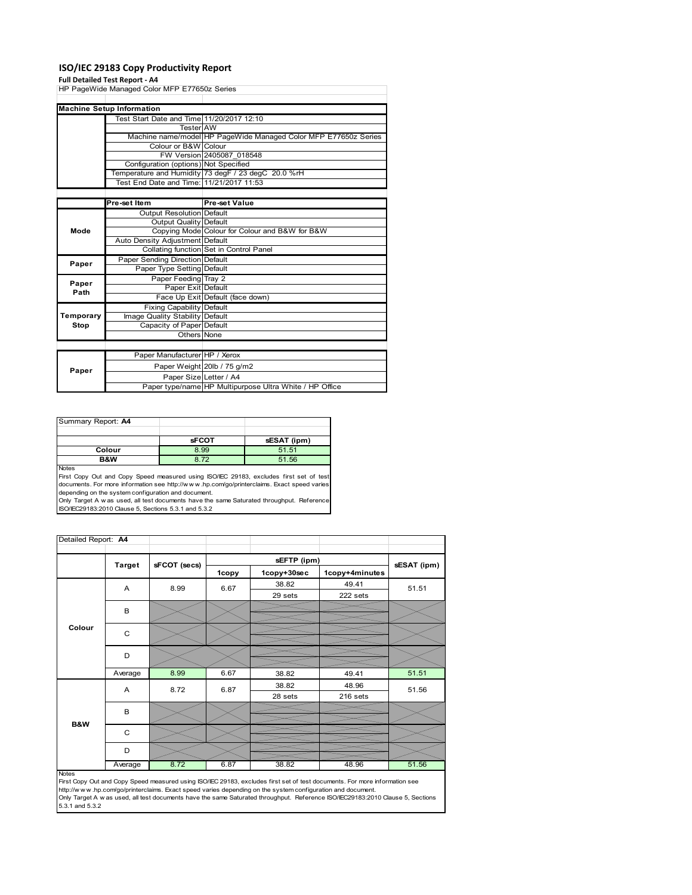# ISO/IEC 29183 Copy Productivity Report

**Full Detailed Test Report - A4**

HP PageWide Managed Color MFP E77650z Series

| Machine Setup Information | | |
|---|---|---|
| | Test Start Date and Time | 11/20/2017 12:10 |
| | Tester | AW |
| | Machine name/model | HP PageWide Managed Color MFP E77650z Series |
| | Colour or B&W | Colour |
| | FW Version | 2405087_018548 |
| | Configuration (options) | Not Specified |
| | Temperature and Humidity | 73 degF / 23 degC 20.0 %rH |
| | Test End Date and Time: | 11/21/2017 11:53 |

| | Pre-set Item | Pre-set Value |
|---|---|---|
| Mode | Output Resolution | Default |
| | Output Quality | Default |
| | Copying Mode | Colour for Colour and B&W for B&W |
| | Auto Density Adjustment | Default |
| | Collating function | Set in Control Panel |
| Paper | Paper Sending Direction | Default |
| | Paper Type Setting | Default |
| Paper Path | Paper Feeding | Tray 2 |
| | Paper Exit | Default |
| | Face Up Exit | Default (face down) |
| Temporary Stop | Fixing Capability | Default |
| | Image Quality Stability | Default |
| | Capacity of Paper | Default |
| | Others | None |

| | | |
|---|---|---|
| Paper | Paper Manufacturer | HP / Xerox |
| | Paper Weight | 20lb / 75 g/m2 |
| | Paper Size | Letter / A4 |
| | Paper type/name | HP Multipurpose Ultra White / HP Office |

Summary Report: **A4**

| | sFCOT | sESAT (ipm) |
|---|---|---|
| Colour | 8.99 | 51.51 |
| B&W | 8.72 | 51.56 |

Notes
First Copy Out and Copy Speed measured using ISO/IEC 29183, excludes first set of test documents. For more information see http://www.hp.com/go/printerclaims. Exact speed varies depending on the system configuration and document.
Only Target A was used, all test documents have the same Saturated throughput. Reference ISO/IEC29183:2010 Clause 5, Sections 5.3.1 and 5.3.2

Detailed Report: **A4**

| | Target | sFCOT (secs) | sEFTP (ipm) 1copy | sEFTP (ipm) 1copy+30sec | sEFTP (ipm) 1copy+4minutes | sESAT (ipm) |
|---|---|---|---|---|---|---|
| Colour | A | 8.99 | 6.67 | 38.82<br>29 sets | 49.41<br>222 sets | 51.51 |
| | B | | | | | |
| | C | | | | | |
| | D | | | | | |
| | Average | 8.99 | 6.67 | 38.82 | 49.41 | 51.51 |
| B&W | A | 8.72 | 6.87 | 38.82<br>28 sets | 48.96<br>216 sets | 51.56 |
| | B | | | | | |
| | C | | | | | |
| | D | | | | | |
| | Average | 8.72 | 6.87 | 38.82 | 48.96 | 51.56 |

Notes
First Copy Out and Copy Speed measured using ISO/IEC 29183, excludes first set of test documents. For more information see http://www.hp.com/go/printerclaims. Exact speed varies depending on the system configuration and document.
Only Target A was used, all test documents have the same Saturated throughput. Reference ISO/IEC29183:2010 Clause 5, Sections 5.3.1 and 5.3.2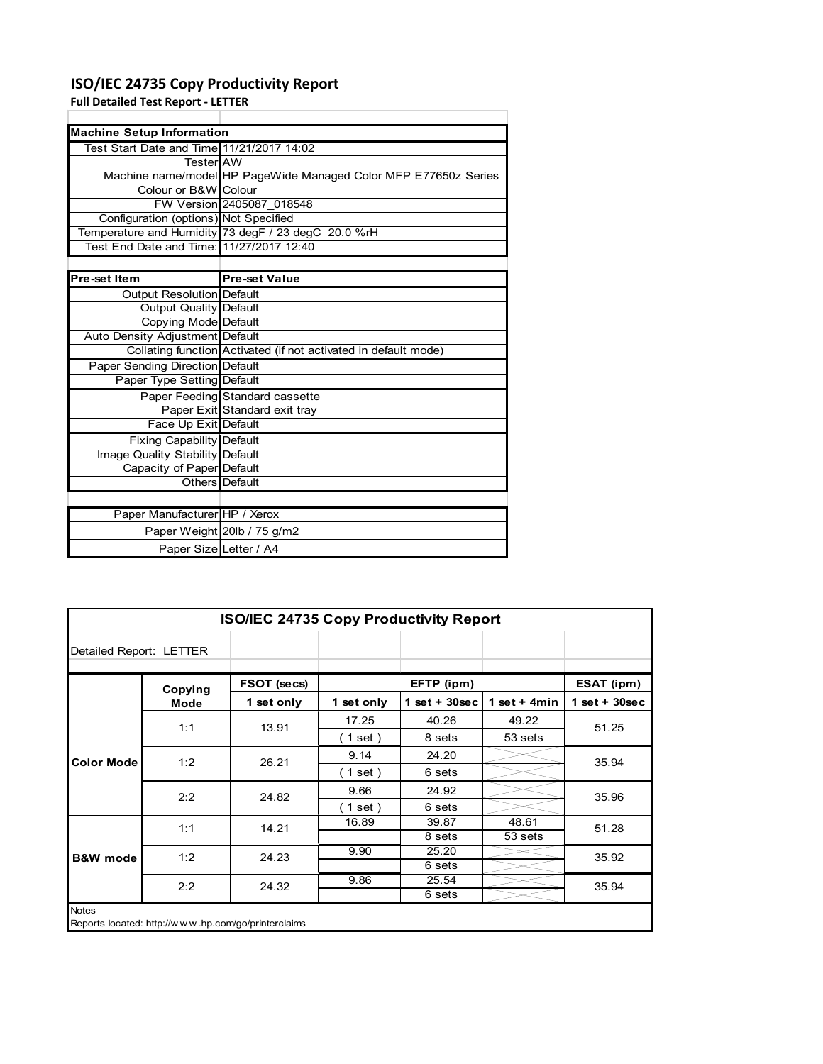# ISO/IEC 24735 Copy Productivity Report

**Full Detailed Test Report - LETTER**

| Machine Setup Information | |
|---|---|
| Test Start Date and Time | 11/21/2017 14:02 |
| Tester | AW |
| Machine name/model | HP PageWide Managed Color MFP E77650z Series |
| Colour or B&W | Colour |
| FW Version | 2405087_018548 |
| Configuration (options) | Not Specified |
| Temperature and Humidity | 73 degF / 23 degC 20.0 %rH |
| Test End Date and Time: | 11/27/2017 12:40 |

| Pre-set Item | Pre-set Value |
|---|---|
| Output Resolution | Default |
| Output Quality | Default |
| Copying Mode | Default |
| Auto Density Adjustment | Default |
| Collating function | Activated (if not activated in default mode) |
| Paper Sending Direction | Default |
| Paper Type Setting | Default |
| Paper Feeding | Standard cassette |
| Paper Exit | Standard exit tray |
| Face Up Exit | Default |
| Fixing Capability | Default |
| Image Quality Stability | Default |
| Capacity of Paper | Default |
| Others | Default |

| | |
|---|---|
| Paper Manufacturer | HP / Xerox |
| Paper Weight | 20lb / 75 g/m2 |
| Paper Size | Letter / A4 |

## ISO/IEC 24735 Copy Productivity Report

Detailed Report: LETTER

| | Copying Mode | FSOT (secs) | EFTP (ipm) | | | ESAT (ipm) |
|---|---|---|---|---|---|---|
| | | 1 set only | 1 set only | 1 set + 30sec | 1 set + 4min | 1 set + 30sec |
| Color Mode | 1:1 | 13.91 | 17.25<br>( 1 set ) | 40.26<br>8 sets | 49.22<br>53 sets | 51.25 |
| | 1:2 | 26.21 | 9.14<br>( 1 set ) | 24.20<br>6 sets | | 35.94 |
| | 2:2 | 24.82 | 9.66<br>( 1 set ) | 24.92<br>6 sets | | 35.96 |
| B&W mode | 1:1 | 14.21 | 16.89 | 39.87<br>8 sets | 48.61<br>53 sets | 51.28 |
| | 1:2 | 24.23 | 9.90 | 25.20<br>6 sets | | 35.92 |
| | 2:2 | 24.32 | 9.86 | 25.54<br>6 sets | | 35.94 |

Notes

Reports located: http://www.hp.com/go/printerclaims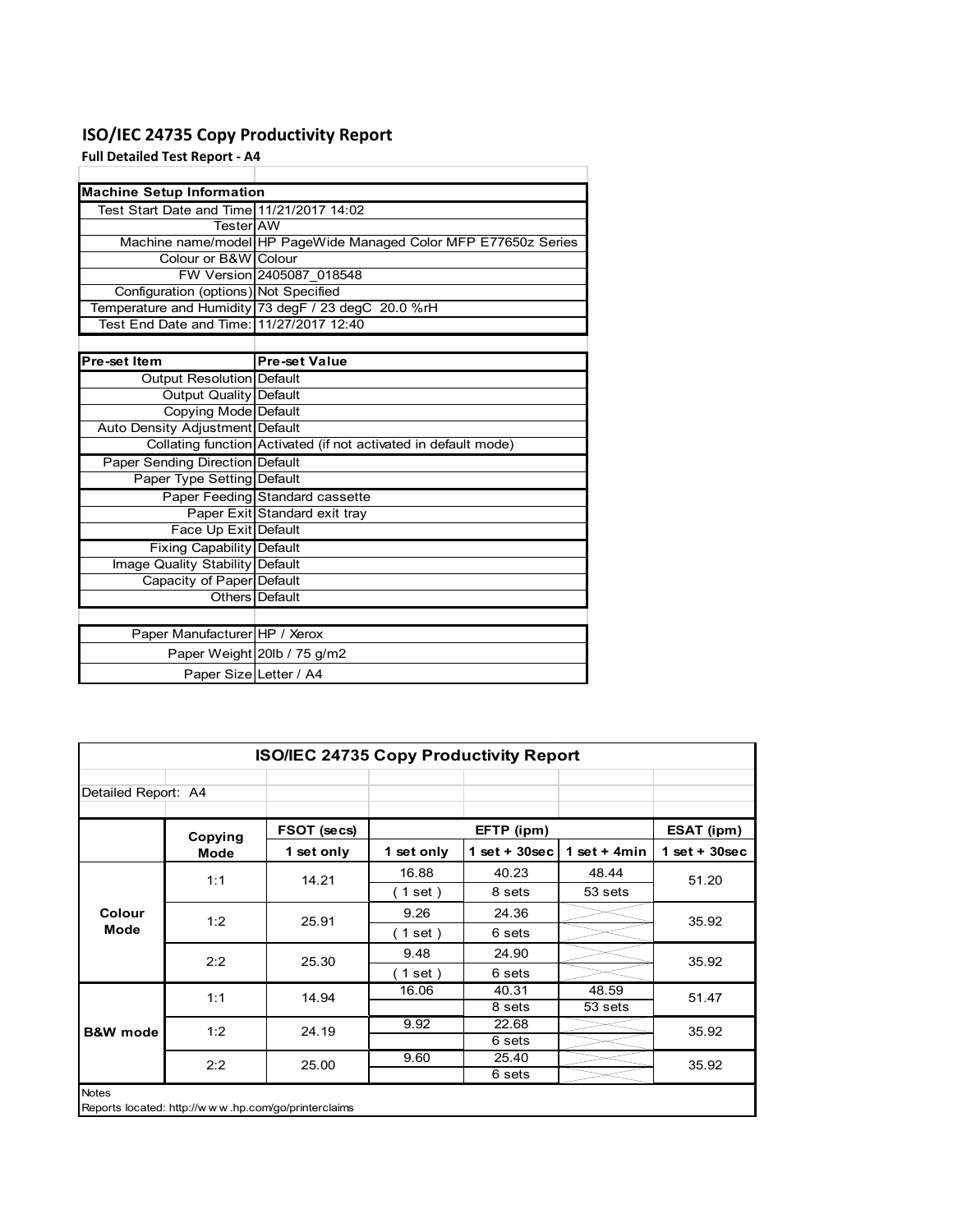# ISO/IEC 24735 Copy Productivity Report

**Full Detailed Test Report - A4**

| Machine Setup Information | |
|---|---|
| Test Start Date and Time | 11/21/2017 14:02 |
| Tester | AW |
| Machine name/model | HP PageWide Managed Color MFP E77650z Series |
| Colour or B&W | Colour |
| FW Version | 2405087_018548 |
| Configuration (options) | Not Specified |
| Temperature and Humidity | 73 degF / 23 degC 20.0 %rH |
| Test End Date and Time: | 11/27/2017 12:40 |

| Pre-set Item | Pre-set Value |
|---|---|
| Output Resolution | Default |
| Output Quality | Default |
| Copying Mode | Default |
| Auto Density Adjustment | Default |
| Collating function | Activated (if not activated in default mode) |
| Paper Sending Direction | Default |
| Paper Type Setting | Default |
| Paper Feeding | Standard cassette |
| Paper Exit | Standard exit tray |
| Face Up Exit | Default |
| Fixing Capability | Default |
| Image Quality Stability | Default |
| Capacity of Paper | Default |
| Others | Default |

| | |
|---|---|
| Paper Manufacturer | HP / Xerox |
| Paper Weight | 20lb / 75 g/m2 |
| Paper Size | Letter / A4 |

## ISO/IEC 24735 Copy Productivity Report

Detailed Report: A4

| | Copying Mode | FSOT (secs) | EFTP (ipm) | | | ESAT (ipm) |
|---|---|---|---|---|---|---|
| | | 1 set only | 1 set only | 1 set + 30sec | 1 set + 4min | 1 set + 30sec |
| Colour Mode | 1:1 | 14.21 | 16.88 | 40.23 | 48.44 | 51.20 |
| | | | ( 1 set ) | 8 sets | 53 sets | |
| | 1:2 | 25.91 | 9.26 | 24.36 | | 35.92 |
| | | | ( 1 set ) | 6 sets | | |
| | 2:2 | 25.30 | 9.48 | 24.90 | | 35.92 |
| | | | ( 1 set ) | 6 sets | | |
| B&W mode | 1:1 | 14.94 | 16.06 | 40.31 | 48.59 | 51.47 |
| | | | | 8 sets | 53 sets | |
| | 1:2 | 24.19 | 9.92 | 22.68 | | 35.92 |
| | | | | 6 sets | | |
| | 2:2 | 25.00 | 9.60 | 25.40 | | 35.92 |
| | | | | 6 sets | | |

Notes

Reports located: http://w w w .hp.com/go/printerclaims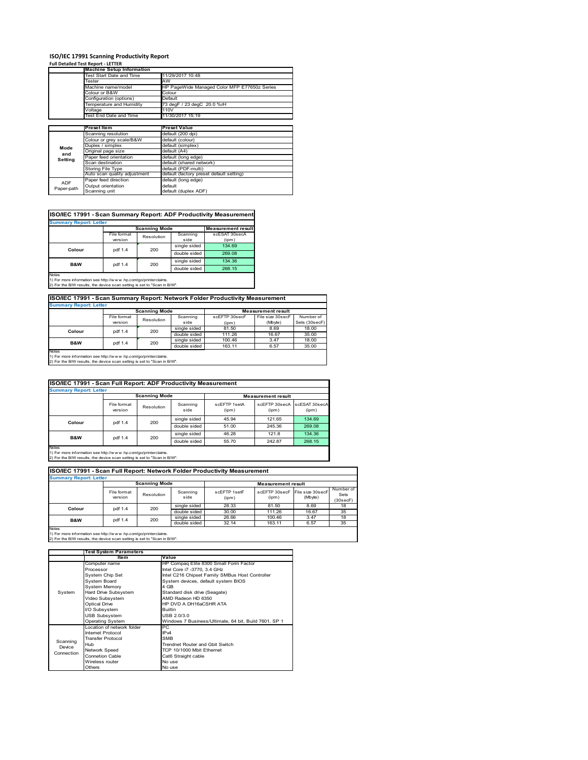# ISO/IEC 17991 Scanning Productivity Report

**Full Detailed Test Report - LETTER**

| | Machine Setup Information | |
|---|---|---|
| | Test Start Date and Time | 11/29/2017 10:48 |
| | Tester | AW |
| | Machine name/model | HP PageWide Managed Color MFP E77650z Series |
| | Colour or B&W | Colour |
| | Configuration (options) | Default |
| | Temperature and Humidity | 73 degF / 23 degC 20.0 %rH |
| | Voltage | 110V |
| | Test End Date and Time | 11/30/2017 15:19 |

| | Preset Item | Preset Value |
|---|---|---|
| Mode and Setting | Scanning resolution | default (200 dpi) |
| | Colour or grey scale/B&W | default (colour) |
| | Duplex / simplex | default (simplex) |
| | Original page size | default (A4) |
| | Paper feed orientation | default (long edge) |
| | Scan destination | default (shared network) |
| | Storing File Type | default (PDF-multi) |
| | Auto scan quality adjustment | default (factory preset default setting) |
| ADF Paper-path | Paper feed direction | default (long edge) |
| | Output orientation | default |
| | Scanning unit | default (duplex ADF) |

## ISO/IEC 17991 - Scan Summary Report: ADF Productivity Measurement

**Summary Report: Letter**

| | Scanning Mode | | | Measurement result |
|---|---|---|---|---|
| | File format version | Resolution | Scanning side | scESAT 30secA (ipm) |
| Colour | pdf 1.4 | 200 | single sided | 134.69 |
| | | | double sided | 269.08 |
| B&W | pdf 1.4 | 200 | single sided | 134.36 |
| | | | double sided | 268.15 |

Notes
1) For more information see http://w w w .hp.com/go/printerclaims.
2) For the B/W results, the device scan setting is set to "Scan in B/W".

## ISO/IEC 17991 - Scan Summary Report: Network Folder Productivity Measurement

**Summary Report: Letter**

| | Scanning Mode | | | Measurement result | | |
|---|---|---|---|---|---|---|
| | File format version | Resolution | Scanning side | scEFTP 30secF (ipm) | File size 30secF (Mbyte) | Number of Sets (30secF) |
| Colour | pdf 1.4 | 200 | single sided | 81.50 | 8.69 | 18.00 |
| | | | double sided | 111.26 | 16.67 | 35.00 |
| B&W | pdf 1.4 | 200 | single sided | 100.46 | 3.47 | 18.00 |
| | | | double sided | 163.11 | 6.57 | 35.00 |

Notes
1) For more information see http://w w w .hp.com/go/printerclaims.
2) For the B/W results, the device scan setting is set to "Scan in B/W".

## ISO/IEC 17991 - Scan Full Report: ADF Productivity Measurement

**Summary Report: Letter**

| | Scanning Mode | | | Measurement result | | |
|---|---|---|---|---|---|---|
| | File format version | Resolution | Scanning side | scEFTP 1setA (ipm) | scEFTP 30secA (ipm) | scESAT 30secA (ipm) |
| Colour | pdf 1.4 | 200 | single sided | 45.94 | 121.65 | 134.69 |
| | | | double sided | 51.00 | 245.36 | 269.08 |
| B&W | pdf 1.4 | 200 | single sided | 46.28 | 121.8 | 134.36 |
| | | | double sided | 55.70 | 242.87 | 268.15 |

Notes
1) For more information see http://w w w .hp.com/go/printerclaims.
2) For the B/W results, the device scan setting is set to "Scan in B/W".

## ISO/IEC 17991 - Scan Full Report: Network Folder Productivity Measurement

**Summary Report: Letter**

| | Scanning Mode | | | Measurement result | | | |
|---|---|---|---|---|---|---|---|
| | File format version | Resolution | Scanning side | scEFTP 1setF (ipm) | scEFTP 30secF (ipm) | File size 30secF (Mbyte) | Number of Sets (30secF) |
| Colour | pdf 1.4 | 200 | single sided | 28.33 | 81.50 | 8.69 | 18 |
| | | | double sided | 30.00 | 111.26 | 16.67 | 35 |
| B&W | pdf 1.4 | 200 | single sided | 26.66 | 100.46 | 3.47 | 18 |
| | | | double sided | 32.14 | 163.11 | 6.57 | 35 |

Notes
1) For more information see http://w w w .hp.com/go/printerclaims.
2) For the B/W results, the device scan setting is set to "Scan in B/W".

| | Test System Parameters | |
|---|---|---|
| | Item | Value |
| System | Computer name | HP Compaq Elite 8300 Small Form Factor |
| | Processor | Intel Core i7 -3770, 3.4 GHz |
| | System Chip Set | Intel C216 Chipset Family SMBus Host Controller |
| | System Board | System devices, default system BIOS |
| | System Memory | 4 GB |
| | Hard Drive Subsystem | Standard disk drive (Seagate) |
| | Video Subsystem | AMD Radeon HD 6350 |
| | Optical Drive | HP DVD A DH16aCSHR ATA |
| | I/O Subsystem | Builtin |
| | USB Subsystem | USB 2.0/3.0 |
| | Operating System | Windows 7 Business/Ultimate, 64 bit, Build 7601, SP 1 |
| Scanning Device Connection | Location of network folder | PC |
| | Internet Protocol | IPv4 |
| | Transfer Protocol | SMB |
| | Hub | Trendnet Router and Gbit Switch |
| | Network Speed | TCP 10/1000 Mbit Ethernet |
| | Connetion Cable | Cat6 Straight cable |
| | Wireless router | No use |
| | Others | No use |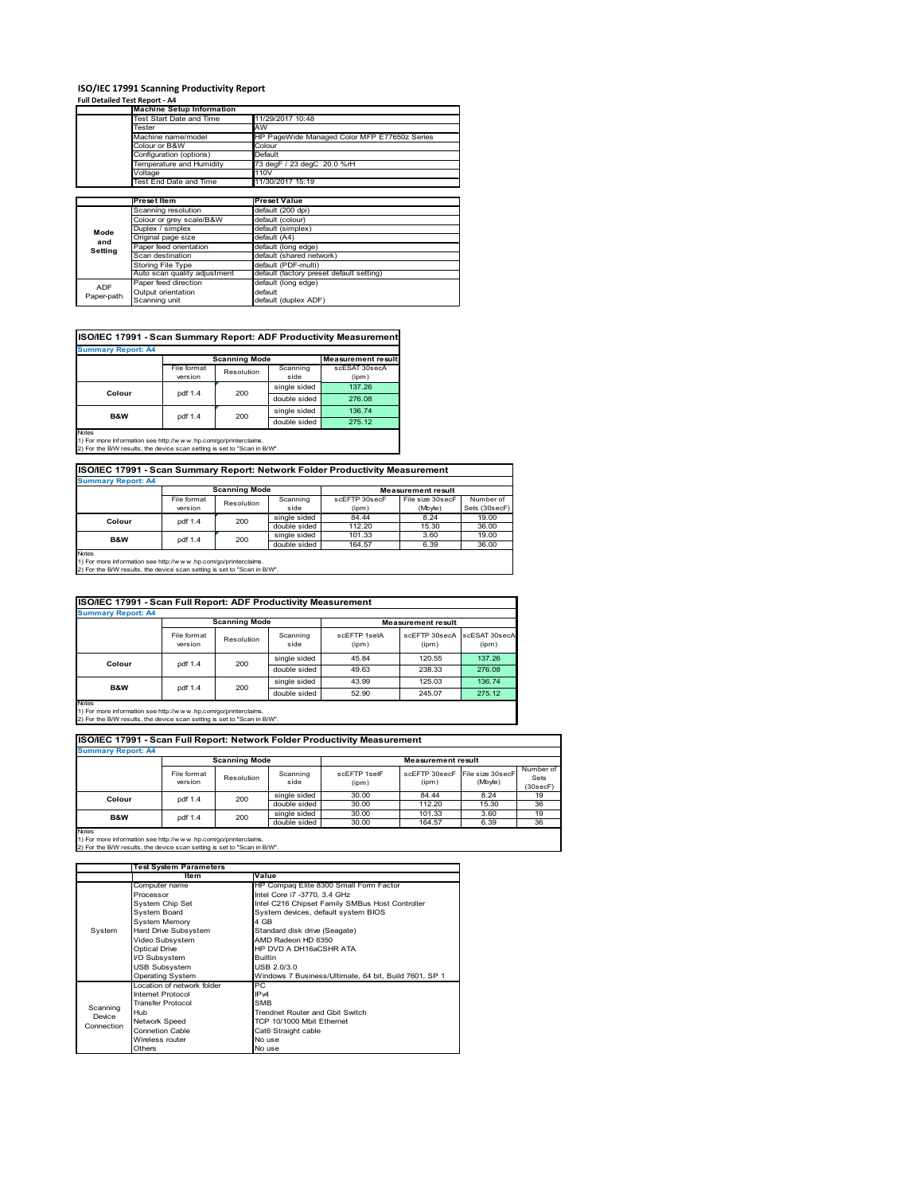# ISO/IEC 17991 Scanning Productivity Report

**Full Detailed Test Report - A4**

| | Machine Setup Information | |
|---|---|---|
| | Test Start Date and Time | 11/29/2017 10:48 |
| | Tester | AW |
| | Machine name/model | HP PageWide Managed Color MFP E77650z Series |
| | Colour or B&W | Colour |
| | Configuration (options) | Default |
| | Temperature and Humidity | 73 degF / 23 degC 20.0 %rH |
| | Voltage | 110V |
| | Test End Date and Time | 11/30/2017 15:19 |

| | Preset Item | Preset Value |
|---|---|---|
| Mode and Setting | Scanning resolution | default (200 dpi) |
| | Colour or grey scale/B&W | default (colour) |
| | Duplex / simplex | default (simplex) |
| | Original page size | default (A4) |
| | Paper feed orientation | default (long edge) |
| | Scan destination | default (shared network) |
| | Storing File Type | default (PDF-multi) |
| | Auto scan quality adjustment | default (factory preset default setting) |
| ADF Paper-path | Paper feed direction | default (long edge) |
| | Output orientation | default |
| | Scanning unit | default (duplex ADF) |

## ISO/IEC 17991 - Scan Summary Report: ADF Productivity Measurement

**Summary Report: A4**

| | Scanning Mode | | | Measurement result |
|---|---|---|---|---|
| | File format version | Resolution | Scanning side | scESAT 30secA (ipm) |
| Colour | pdf 1.4 | 200 | single sided | 137.26 |
| | | | double sided | 276.08 |
| B&W | pdf 1.4 | 200 | single sided | 136.74 |
| | | | double sided | 275.12 |

Notes
1) For more information see http://www.hp.com/go/printerclaims.
2) For the B/W results, the device scan setting is set to "Scan in B/W".

## ISO/IEC 17991 - Scan Summary Report: Network Folder Productivity Measurement

**Summary Report: A4**

| | Scanning Mode | | | Measurement result | | |
|---|---|---|---|---|---|---|
| | File format version | Resolution | Scanning side | scEFTP 30secF (ipm) | File size 30secF (Mbyte) | Number of Sets (30secF) |
| Colour | pdf 1.4 | 200 | single sided | 84.44 | 8.24 | 19.00 |
| | | | double sided | 112.20 | 15.30 | 36.00 |
| B&W | pdf 1.4 | 200 | single sided | 101.33 | 3.60 | 19.00 |
| | | | double sided | 164.57 | 6.39 | 36.00 |

Notes
1) For more information see http://www.hp.com/go/printerclaims.
2) For the B/W results, the device scan setting is set to "Scan in B/W".

## ISO/IEC 17991 - Scan Full Report: ADF Productivity Measurement

**Summary Report: A4**

| | Scanning Mode | | | Measurement result | | |
|---|---|---|---|---|---|---|
| | File format version | Resolution | Scanning side | scEFTP 1setA (ipm) | scEFTP 30secA (ipm) | scESAT 30secA (ipm) |
| Colour | pdf 1.4 | 200 | single sided | 45.84 | 120.55 | 137.26 |
| | | | double sided | 49.63 | 238.33 | 276.08 |
| B&W | pdf 1.4 | 200 | single sided | 43.99 | 125.03 | 136.74 |
| | | | double sided | 52.90 | 245.07 | 275.12 |

Notes
1) For more information see http://www.hp.com/go/printerclaims.
2) For the B/W results, the device scan setting is set to "Scan in B/W".

## ISO/IEC 17991 - Scan Full Report: Network Folder Productivity Measurement

**Summary Report: A4**

| | Scanning Mode | | | Measurement result | | | |
|---|---|---|---|---|---|---|---|
| | File format version | Resolution | Scanning side | scEFTP 1setF (ipm) | scEFTP 30secF (ipm) | File size 30secF (Mbyte) | Number of Sets (30secF) |
| Colour | pdf 1.4 | 200 | single sided | 30.00 | 84.44 | 8.24 | 19 |
| | | | double sided | 30.00 | 112.20 | 15.30 | 36 |
| B&W | pdf 1.4 | 200 | single sided | 30.00 | 101.33 | 3.60 | 19 |
| | | | double sided | 30.00 | 164.57 | 6.39 | 36 |

Notes
1) For more information see http://www.hp.com/go/printerclaims.
2) For the B/W results, the device scan setting is set to "Scan in B/W".

| | Test System Parameters | |
|---|---|---|
| | Item | Value |
| System | Computer name | HP Compaq Elite 8300 Small Form Factor |
| | Processor | Intel Core i7 -3770, 3.4 GHz |
| | System Chip Set | Intel C216 Chipset Family SMBus Host Controller |
| | System Board | System devices, default system BIOS |
| | System Memory | 4 GB |
| | Hard Drive Subsystem | Standard disk drive (Seagate) |
| | Video Subsystem | AMD Radeon HD 6350 |
| | Optical Drive | HP DVD A DH16aCSHR ATA |
| | I/O Subsystem | Builtin |
| | USB Subsystem | USB 2.0/3.0 |
| | Operating System | Windows 7 Business/Ultimate, 64 bit, Build 7601, SP 1 |
| Scanning Device Connection | Location of network folder | PC |
| | Internet Protocol | IPv4 |
| | Transfer Protocol | SMB |
| | Hub | Trendnet Router and Gbit Switch |
| | Network Speed | TCP 10/1000 Mbit Ethernet |
| | Connetion Cable | Cat6 Straight cable |
| | Wireless router | No use |
| | Others | No use |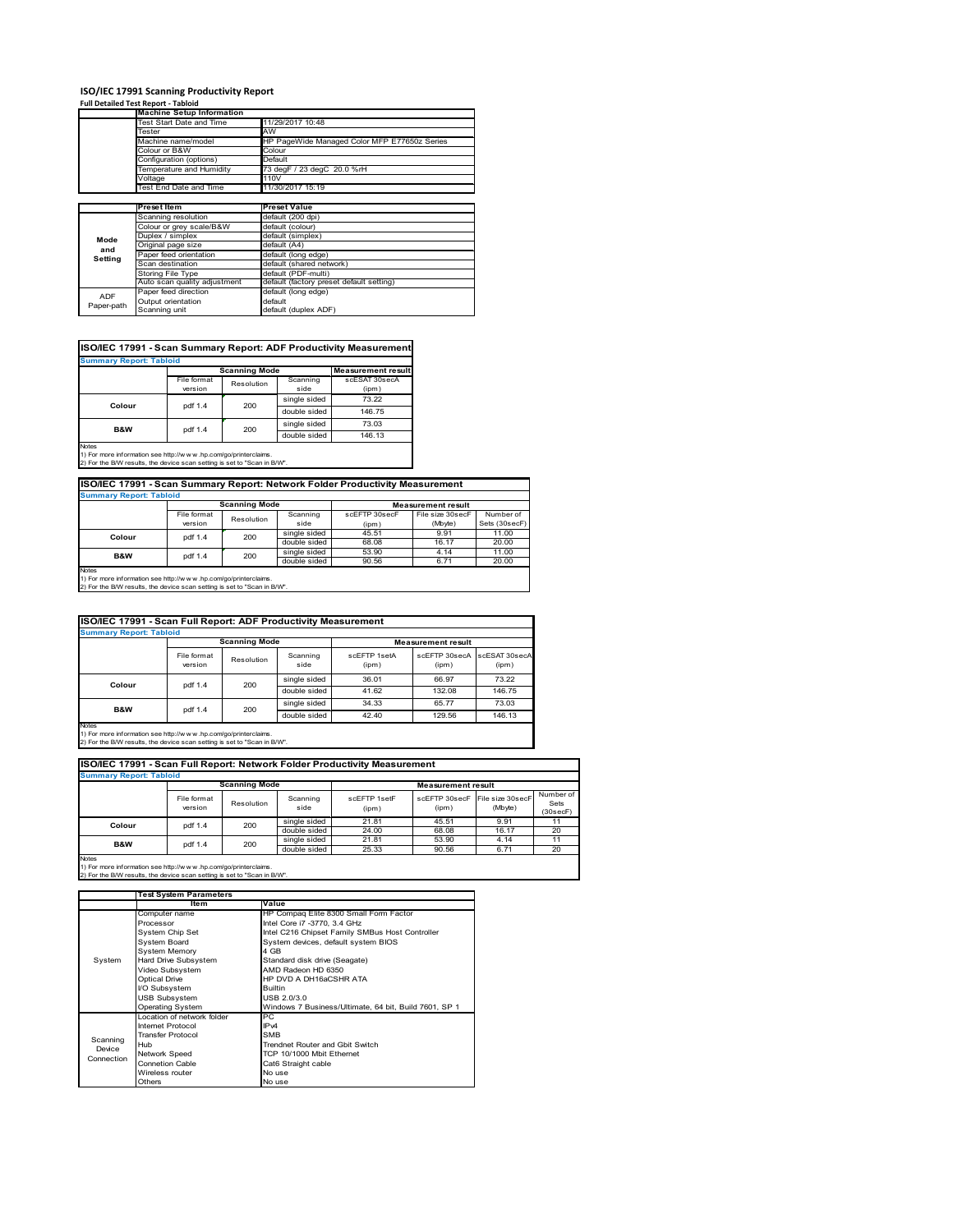# ISO/IEC 17991 Scanning Productivity Report

**Full Detailed Test Report - Tabloid**

| | Machine Setup Information | |
|---|---|---|
| | Test Start Date and Time | 11/29/2017 10:48 |
| | Tester | AW |
| | Machine name/model | HP PageWide Managed Color MFP E77650z Series |
| | Colour or B&W | Colour |
| | Configuration (options) | Default |
| | Temperature and Humidity | 73 degF / 23 degC 20.0 %rH |
| | Voltage | 110V |
| | Test End Date and Time | 11/30/2017 15:19 |

| | Preset Item | Preset Value |
|---|---|---|
| Mode and Setting | Scanning resolution | default (200 dpi) |
| | Colour or grey scale/B&W | default (colour) |
| | Duplex / simplex | default (simplex) |
| | Original page size | default (A4) |
| | Paper feed orientation | default (long edge) |
| | Scan destination | default (shared network) |
| | Storing File Type | default (PDF-multi) |
| | Auto scan quality adjustment | default (factory preset default setting) |
| ADF Paper-path | Paper feed direction | default (long edge) |
| | Output orientation | default |
| | Scanning unit | default (duplex ADF) |

## ISO/IEC 17991 - Scan Summary Report: ADF Productivity Measurement

**Summary Report: Tabloid**

| | Scanning Mode | | | Measurement result |
|---|---|---|---|---|
| | File format version | Resolution | Scanning side | scESAT 30secA (ipm) |
| Colour | pdf 1.4 | 200 | single sided | 73.22 |
| | | | double sided | 146.75 |
| B&W | pdf 1.4 | 200 | single sided | 73.03 |
| | | | double sided | 146.13 |

Notes
1) For more information see http://www.hp.com/go/printerclaims.
2) For the B/W results, the device scan setting is set to "Scan in B/W".

## ISO/IEC 17991 - Scan Summary Report: Network Folder Productivity Measurement

**Summary Report: Tabloid**

| | Scanning Mode | | | Measurement result | | |
|---|---|---|---|---|---|---|
| | File format version | Resolution | Scanning side | scEFTP 30secF (ipm) | File size 30secF (Mbyte) | Number of Sets (30secF) |
| Colour | pdf 1.4 | 200 | single sided | 45.51 | 9.91 | 11.00 |
| | | | double sided | 68.08 | 16.17 | 20.00 |
| B&W | pdf 1.4 | 200 | single sided | 53.90 | 4.14 | 11.00 |
| | | | double sided | 90.56 | 6.71 | 20.00 |

Notes
1) For more information see http://www.hp.com/go/printerclaims.
2) For the B/W results, the device scan setting is set to "Scan in B/W".

## ISO/IEC 17991 - Scan Full Report: ADF Productivity Measurement

**Summary Report: Tabloid**

| | Scanning Mode | | | Measurement result | | |
|---|---|---|---|---|---|---|
| | File format version | Resolution | Scanning side | scEFTP 1setA (ipm) | scEFTP 30secA (ipm) | scESAT 30secA (ipm) |
| Colour | pdf 1.4 | 200 | single sided | 36.01 | 66.97 | 73.22 |
| | | | double sided | 41.62 | 132.08 | 146.75 |
| B&W | pdf 1.4 | 200 | single sided | 34.33 | 65.77 | 73.03 |
| | | | double sided | 42.40 | 129.56 | 146.13 |

Notes
1) For more information see http://www.hp.com/go/printerclaims.
2) For the B/W results, the device scan setting is set to "Scan in B/W".

## ISO/IEC 17991 - Scan Full Report: Network Folder Productivity Measurement

**Summary Report: Tabloid**

| | Scanning Mode | | | Measurement result | | | |
|---|---|---|---|---|---|---|---|
| | File format version | Resolution | Scanning side | scEFTP 1setF (ipm) | scEFTP 30secF (ipm) | File size 30secF (Mbyte) | Number of Sets (30secF) |
| Colour | pdf 1.4 | 200 | single sided | 21.81 | 45.51 | 9.91 | 11 |
| | | | double sided | 24.00 | 68.08 | 16.17 | 20 |
| B&W | pdf 1.4 | 200 | single sided | 21.81 | 53.90 | 4.14 | 11 |
| | | | double sided | 25.33 | 90.56 | 6.71 | 20 |

Notes
1) For more information see http://www.hp.com/go/printerclaims.
2) For the B/W results, the device scan setting is set to "Scan in B/W".

| | Test System Parameters | |
|---|---|---|
| | Item | Value |
| System | Computer name | HP Compaq Elite 8300 Small Form Factor |
| | Processor | Intel Core i7 -3770, 3.4 GHz |
| | System Chip Set | Intel C216 Chipset Family SMBus Host Controller |
| | System Board | System devices, default system BIOS |
| | System Memory | 4 GB |
| | Hard Drive Subsystem | Standard disk drive (Seagate) |
| | Video Subsystem | AMD Radeon HD 6350 |
| | Optical Drive | HP DVD A DH16aCSHR ATA |
| | I/O Subsystem | Builtin |
| | USB Subsystem | USB 2.0/3.0 |
| | Operating System | Windows 7 Business/Ultimate, 64 bit, Build 7601, SP 1 |
| Scanning Device Connection | Location of network folder | PC |
| | Internet Protocol | IPv4 |
| | Transfer Protocol | SMB |
| | Hub | Trendnet Router and Gbit Switch |
| | Network Speed | TCP 10/1000 Mbit Ethernet |
| | Connetion Cable | Cat6 Straight cable |
| | Wireless router | No use |
| | Others | No use |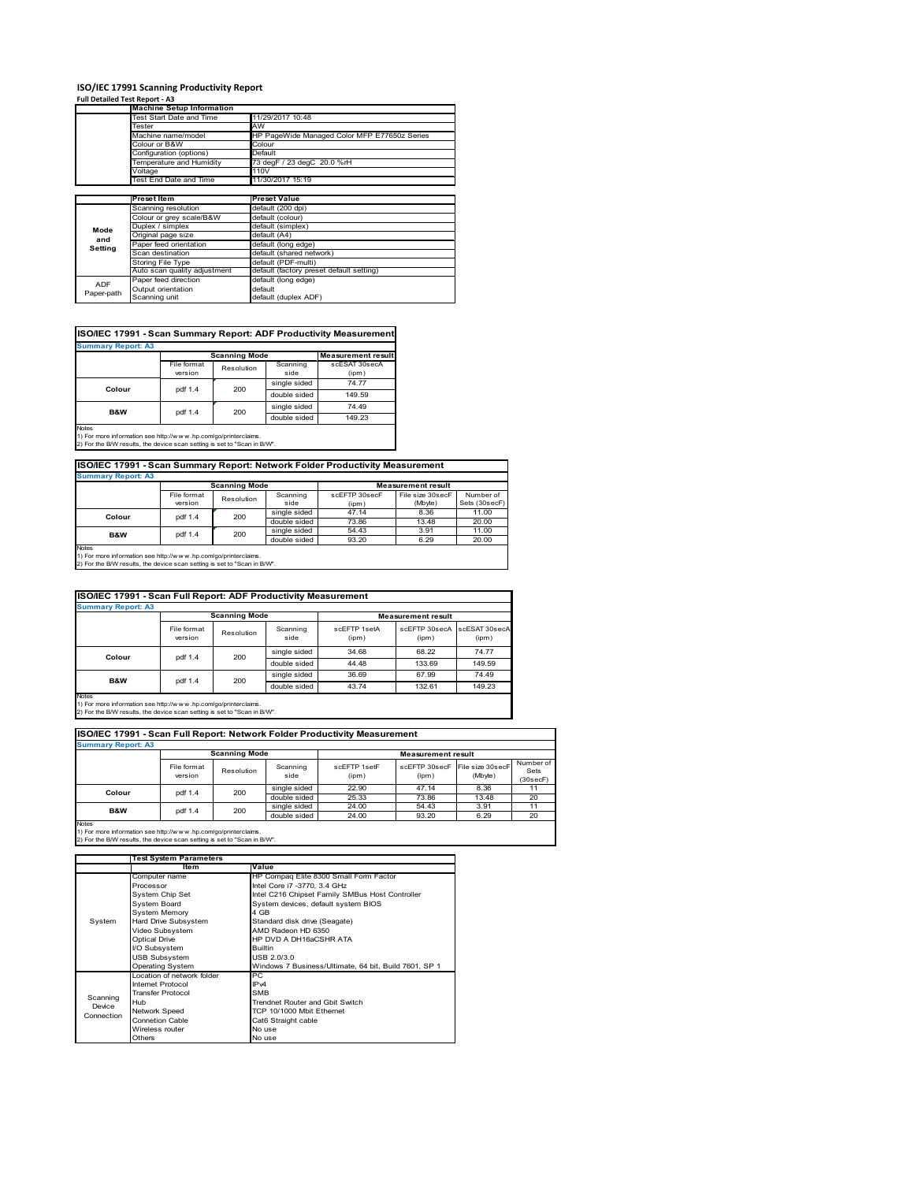# ISO/IEC 17991 Scanning Productivity Report

**Full Detailed Test Report - A3**

| | Machine Setup Information | |
|---|---|---|
| | Test Start Date and Time | 11/29/2017 10:48 |
| | Tester | AW |
| | Machine name/model | HP PageWide Managed Color MFP E77650z Series |
| | Colour or B&W | Colour |
| | Configuration (options) | Default |
| | Temperature and Humidity | 73 degF / 23 degC 20.0 %rH |
| | Voltage | 110V |
| | Test End Date and Time | 11/30/2017 15:19 |

| | Preset Item | Preset Value |
|---|---|---|
| Mode and Setting | Scanning resolution | default (200 dpi) |
| | Colour or grey scale/B&W | default (colour) |
| | Duplex / simplex | default (simplex) |
| | Original page size | default (A4) |
| | Paper feed orientation | default (long edge) |
| | Scan destination | default (shared network) |
| | Storing File Type | default (PDF-multi) |
| | Auto scan quality adjustment | default (factory preset default setting) |
| ADF Paper-path | Paper feed direction | default (long edge) |
| | Output orientation | default |
| | Scanning unit | default (duplex ADF) |

## ISO/IEC 17991 - Scan Summary Report: ADF Productivity Measurement

**Summary Report: A3**

| | Scanning Mode | | | Measurement result |
|---|---|---|---|---|
| | File format version | Resolution | Scanning side | scESAT 30secA (ipm) |
| Colour | pdf 1.4 | 200 | single sided | 74.77 |
| | | | double sided | 149.59 |
| B&W | pdf 1.4 | 200 | single sided | 74.49 |
| | | | double sided | 149.23 |

Notes
1) For more information see http://www.hp.com/go/printerclaims.
2) For the B/W results, the device scan setting is set to "Scan in B/W".

## ISO/IEC 17991 - Scan Summary Report: Network Folder Productivity Measurement

**Summary Report: A3**

| | Scanning Mode | | | Measurement result | | |
|---|---|---|---|---|---|---|
| | File format version | Resolution | Scanning side | scEFTP 30secF (ipm) | File size 30secF (Mbyte) | Number of Sets (30secF) |
| Colour | pdf 1.4 | 200 | single sided | 47.14 | 8.36 | 11.00 |
| | | | double sided | 73.86 | 13.48 | 20.00 |
| B&W | pdf 1.4 | 200 | single sided | 54.43 | 3.91 | 11.00 |
| | | | double sided | 93.20 | 6.29 | 20.00 |

Notes
1) For more information see http://www.hp.com/go/printerclaims.
2) For the B/W results, the device scan setting is set to "Scan in B/W".

## ISO/IEC 17991 - Scan Full Report: ADF Productivity Measurement

**Summary Report: A3**

| | Scanning Mode | | | Measurement result | | |
|---|---|---|---|---|---|---|
| | File format version | Resolution | Scanning side | scEFTP 1setA (ipm) | scEFTP 30secA (ipm) | scESAT 30secA (ipm) |
| Colour | pdf 1.4 | 200 | single sided | 34.68 | 68.22 | 74.77 |
| | | | double sided | 44.48 | 133.69 | 149.59 |
| B&W | pdf 1.4 | 200 | single sided | 36.69 | 67.99 | 74.49 |
| | | | double sided | 43.74 | 132.61 | 149.23 |

Notes
1) For more information see http://www.hp.com/go/printerclaims.
2) For the B/W results, the device scan setting is set to "Scan in B/W".

## ISO/IEC 17991 - Scan Full Report: Network Folder Productivity Measurement

**Summary Report: A3**

| | Scanning Mode | | | Measurement result | | | |
|---|---|---|---|---|---|---|---|
| | File format version | Resolution | Scanning side | scEFTP 1setF (ipm) | scEFTP 30secF (ipm) | File size 30secF (Mbyte) | Number of Sets (30secF) |
| Colour | pdf 1.4 | 200 | single sided | 22.90 | 47.14 | 8.36 | 11 |
| | | | double sided | 25.33 | 73.86 | 13.48 | 20 |
| B&W | pdf 1.4 | 200 | single sided | 24.00 | 54.43 | 3.91 | 11 |
| | | | double sided | 24.00 | 93.20 | 6.29 | 20 |

Notes
1) For more information see http://www.hp.com/go/printerclaims.
2) For the B/W results, the device scan setting is set to "Scan in B/W".

| | Test System Parameters | |
|---|---|---|
| | Item | Value |
| System | Computer name | HP Compaq Elite 8300 Small Form Factor |
| | Processor | Intel Core i7 -3770, 3.4 GHz |
| | System Chip Set | Intel C216 Chipset Family SMBus Host Controller |
| | System Board | System devices, default system BIOS |
| | System Memory | 4 GB |
| | Hard Drive Subsystem | Standard disk drive (Seagate) |
| | Video Subsystem | AMD Radeon HD 6350 |
| | Optical Drive | HP DVD A DH16aCSHR ATA |
| | I/O Subsystem | Builtin |
| | USB Subsystem | USB 2.0/3.0 |
| | Operating System | Windows 7 Business/Ultimate, 64 bit, Build 7601, SP 1 |
| Scanning Device Connection | Location of network folder | PC |
| | Internet Protocol | IPv4 |
| | Transfer Protocol | SMB |
| | Hub | Trendnet Router and Gbit Switch |
| | Network Speed | TCP 10/1000 Mbit Ethernet |
| | Connetion Cable | Cat6 Straight cable |
| | Wireless router | No use |
| | Others | No use |